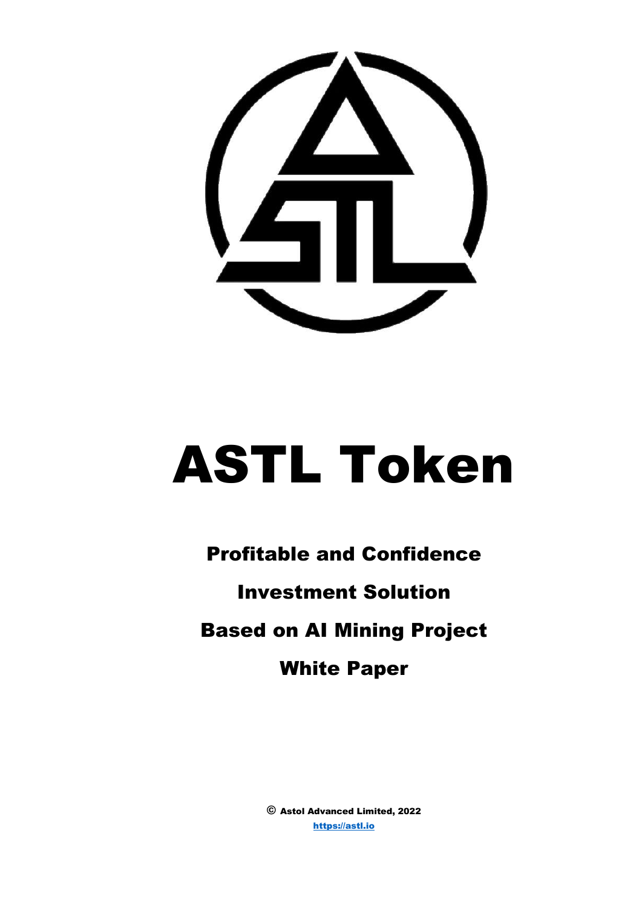# ASTL Token

**Profitable and Confidence**

**Investment Solution**

**Based on AI Mining Project**

**White Paper**

© Astol Advanced Limited, 2022

https://astl.io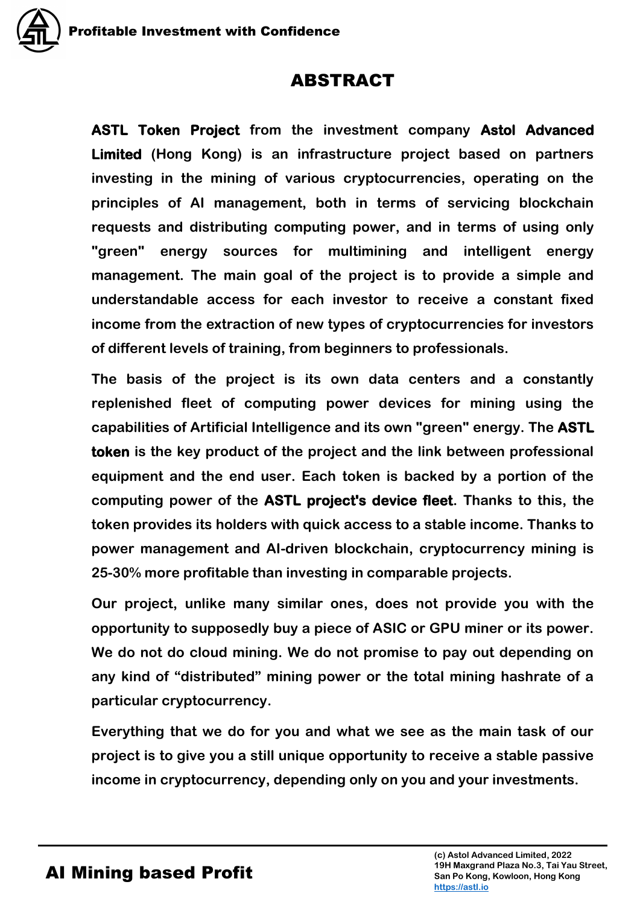# ABSTRACT

**ASTL Token Project** from the investment company **Astol Advanced Limited** (Hong Kong) is an infrastructure project based on partners investing in the mining of various cryptocurrencies, operating on the principles of AI management, both in terms of servicing blockchain requests and distributing computing power, and in terms of using only "green" energy sources for multimining and intelligent energy management. The main goal of the project is to provide a simple and understandable access for each investor to receive a constant fixed income from the extraction of new types of cryptocurrencies for investors of different levels of training, from beginners to professionals.

The basis of the project is its own data centers and a constantly replenished fleet of computing power devices for mining using the capabilities of Artificial Intelligence and its own "green" energy. The **ASTL token** is the key product of the project and the link between professional equipment and the end user. Each token is backed by a portion of the computing power of the **ASTL project's device fleet**. Thanks to this, the token provides its holders with quick access to a stable income. Thanks to power management and AI-driven blockchain, cryptocurrency mining is 25-30% more profitable than investing in comparable projects.

Our project, unlike many similar ones, does not provide you with the opportunity to supposedly buy a piece of ASIC or GPU miner or its power. We do not do cloud mining. We do not promise to pay out depending on any kind of "distributed" mining power or the total mining hashrate of a particular cryptocurrency.

Everything that we do for you and what we see as the main task of our project is to give you a still unique opportunity to receive a stable passive income in cryptocurrency, depending only on you and your investments.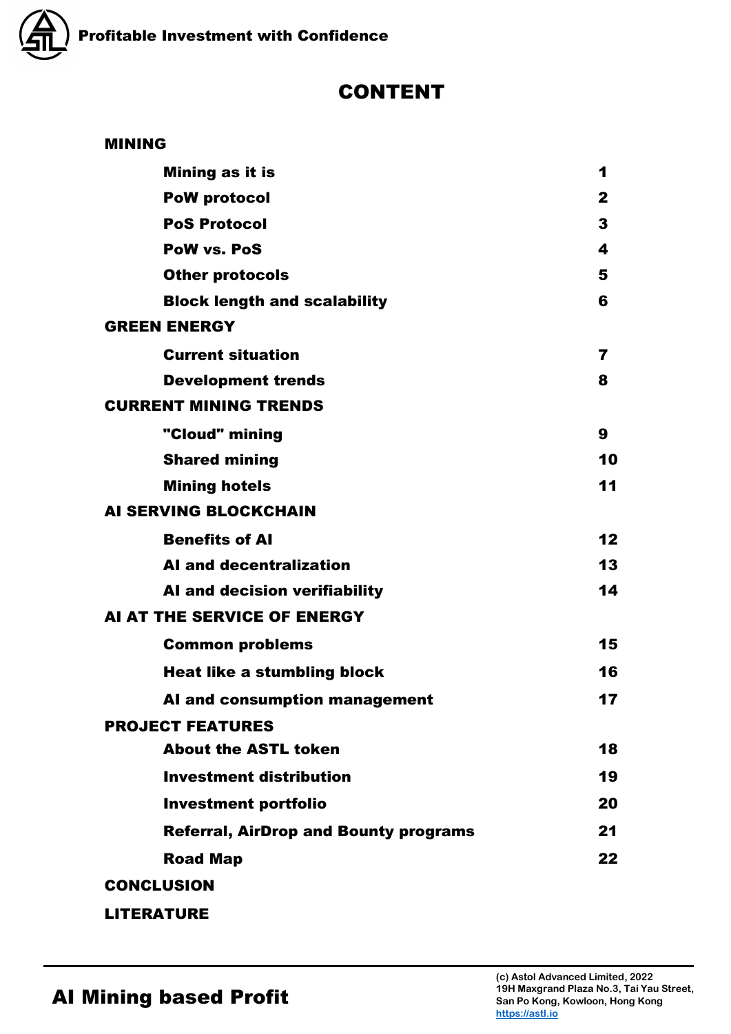# CONTENT

**MINING**

| | |
|---|---|
| Mining as it is | 1 |
| PoW protocol | 2 |
| PoS Protocol | 3 |
| PoW vs. PoS | 4 |
| Other protocols | 5 |
| Block length and scalability | 6 |

**GREEN ENERGY**

| | |
|---|---|
| Current situation | 7 |
| Development trends | 8 |

**CURRENT MINING TRENDS**

| | |
|---|---|
| "Cloud" mining | 9 |
| Shared mining | 10 |
| Mining hotels | 11 |

**AI SERVING BLOCKCHAIN**

| | |
|---|---|
| Benefits of AI | 12 |
| AI and decentralization | 13 |
| AI and decision verifiability | 14 |

**AI AT THE SERVICE OF ENERGY**

| | |
|---|---|
| Common problems | 15 |
| Heat like a stumbling block | 16 |
| AI and consumption management | 17 |

**PROJECT FEATURES**

| | |
|---|---|
| About the ASTL token | 18 |
| Investment distribution | 19 |
| Investment portfolio | 20 |
| Referral, AirDrop and Bounty programs | 21 |
| Road Map | 22 |

**CONCLUSION**

**LITERATURE**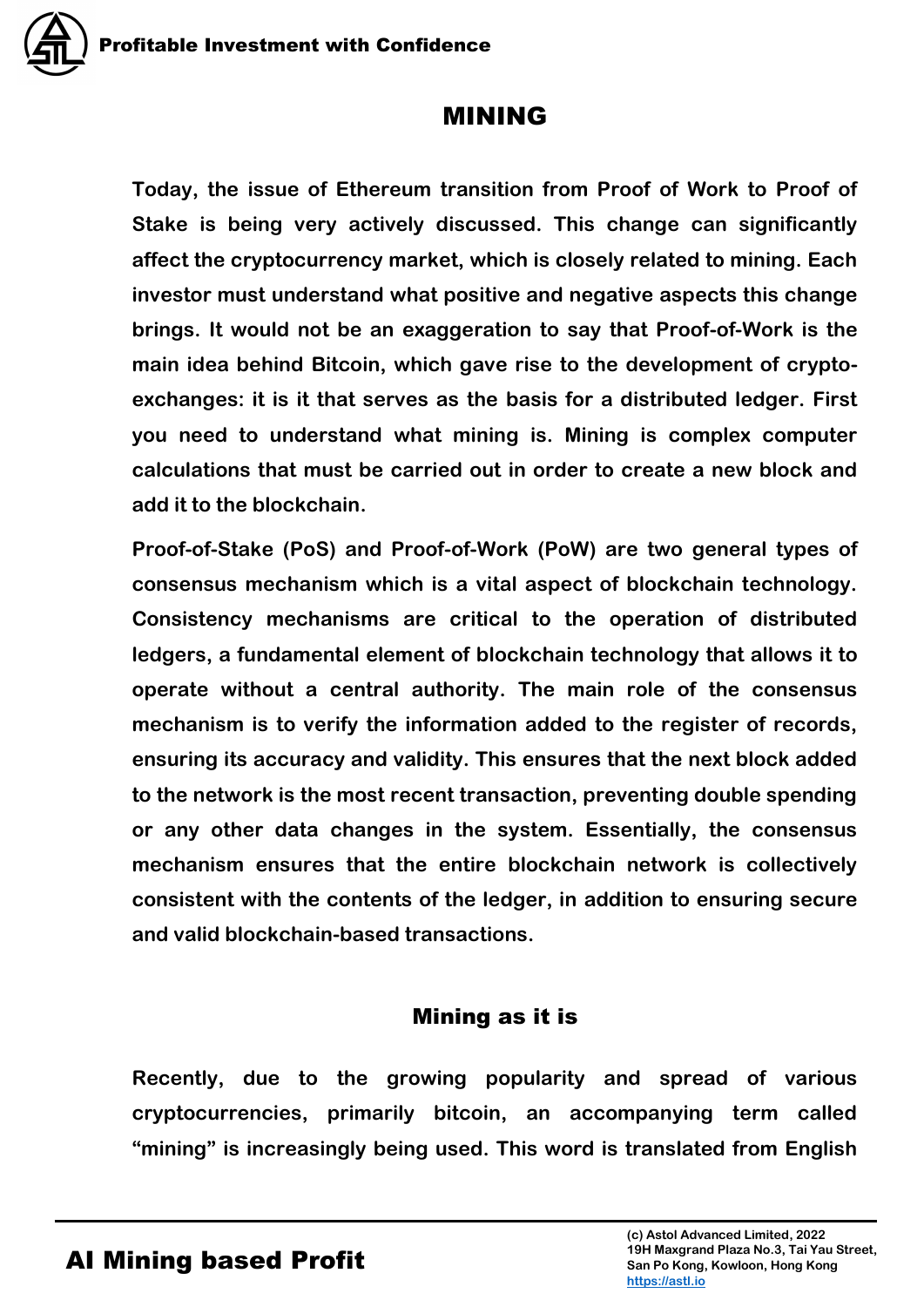# MINING

Today, the issue of Ethereum transition from Proof of Work to Proof of Stake is being very actively discussed. This change can significantly affect the cryptocurrency market, which is closely related to mining. Each investor must understand what positive and negative aspects this change brings. It would not be an exaggeration to say that Proof-of-Work is the main idea behind Bitcoin, which gave rise to the development of crypto-exchanges: it is it that serves as the basis for a distributed ledger. First you need to understand what mining is. Mining is complex computer calculations that must be carried out in order to create a new block and add it to the blockchain.

Proof-of-Stake (PoS) and Proof-of-Work (PoW) are two general types of consensus mechanism which is a vital aspect of blockchain technology. Consistency mechanisms are critical to the operation of distributed ledgers, a fundamental element of blockchain technology that allows it to operate without a central authority. The main role of the consensus mechanism is to verify the information added to the register of records, ensuring its accuracy and validity. This ensures that the next block added to the network is the most recent transaction, preventing double spending or any other data changes in the system. Essentially, the consensus mechanism ensures that the entire blockchain network is collectively consistent with the contents of the ledger, in addition to ensuring secure and valid blockchain-based transactions.

## Mining as it is

Recently, due to the growing popularity and spread of various cryptocurrencies, primarily bitcoin, an accompanying term called "mining" is increasingly being used. This word is translated from English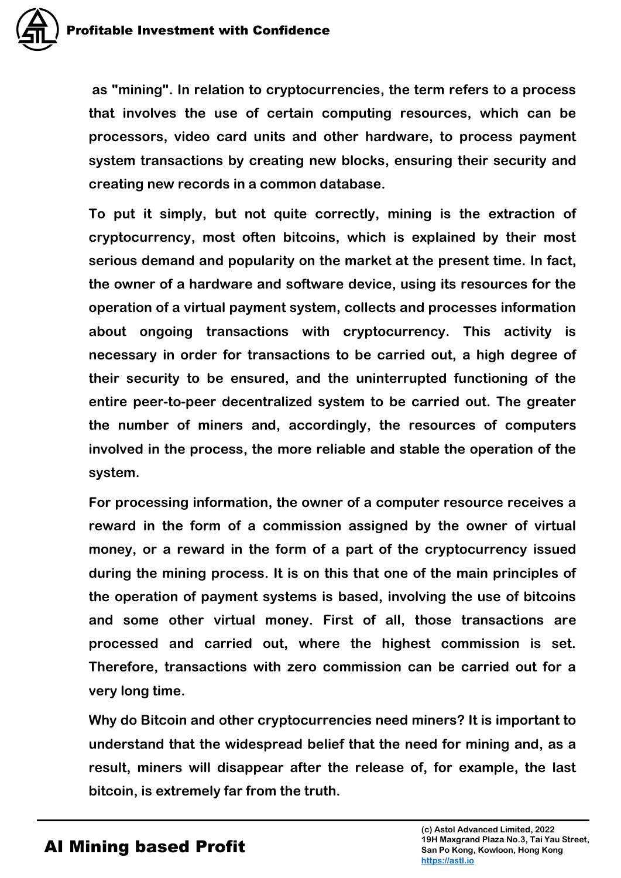as "mining". In relation to cryptocurrencies, the term refers to a process that involves the use of certain computing resources, which can be processors, video card units and other hardware, to process payment system transactions by creating new blocks, ensuring their security and creating new records in a common database.

To put it simply, but not quite correctly, mining is the extraction of cryptocurrency, most often bitcoins, which is explained by their most serious demand and popularity on the market at the present time. In fact, the owner of a hardware and software device, using its resources for the operation of a virtual payment system, collects and processes information about ongoing transactions with cryptocurrency. This activity is necessary in order for transactions to be carried out, a high degree of their security to be ensured, and the uninterrupted functioning of the entire peer-to-peer decentralized system to be carried out. The greater the number of miners and, accordingly, the resources of computers involved in the process, the more reliable and stable the operation of the system.

For processing information, the owner of a computer resource receives a reward in the form of a commission assigned by the owner of virtual money, or a reward in the form of a part of the cryptocurrency issued during the mining process. It is on this that one of the main principles of the operation of payment systems is based, involving the use of bitcoins and some other virtual money. First of all, those transactions are processed and carried out, where the highest commission is set. Therefore, transactions with zero commission can be carried out for a very long time.

Why do Bitcoin and other cryptocurrencies need miners? It is important to understand that the widespread belief that the need for mining and, as a result, miners will disappear after the release of, for example, the last bitcoin, is extremely far from the truth.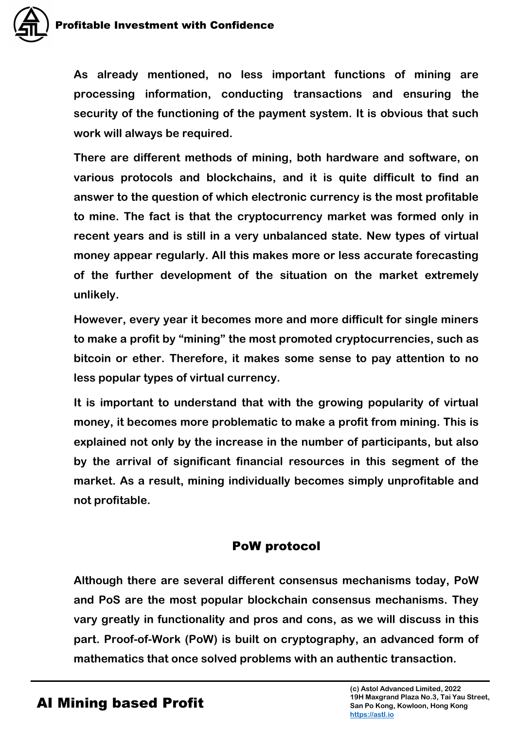As already mentioned, no less important functions of mining are processing information, conducting transactions and ensuring the security of the functioning of the payment system. It is obvious that such work will always be required.

There are different methods of mining, both hardware and software, on various protocols and blockchains, and it is quite difficult to find an answer to the question of which electronic currency is the most profitable to mine. The fact is that the cryptocurrency market was formed only in recent years and is still in a very unbalanced state. New types of virtual money appear regularly. All this makes more or less accurate forecasting of the further development of the situation on the market extremely unlikely.

However, every year it becomes more and more difficult for single miners to make a profit by "mining" the most promoted cryptocurrencies, such as bitcoin or ether. Therefore, it makes some sense to pay attention to no less popular types of virtual currency.

It is important to understand that with the growing popularity of virtual money, it becomes more problematic to make a profit from mining. This is explained not only by the increase in the number of participants, but also by the arrival of significant financial resources in this segment of the market. As a result, mining individually becomes simply unprofitable and not profitable.

## PoW protocol

Although there are several different consensus mechanisms today, PoW and PoS are the most popular blockchain consensus mechanisms. They vary greatly in functionality and pros and cons, as we will discuss in this part. Proof-of-Work (PoW) is built on cryptography, an advanced form of mathematics that once solved problems with an authentic transaction.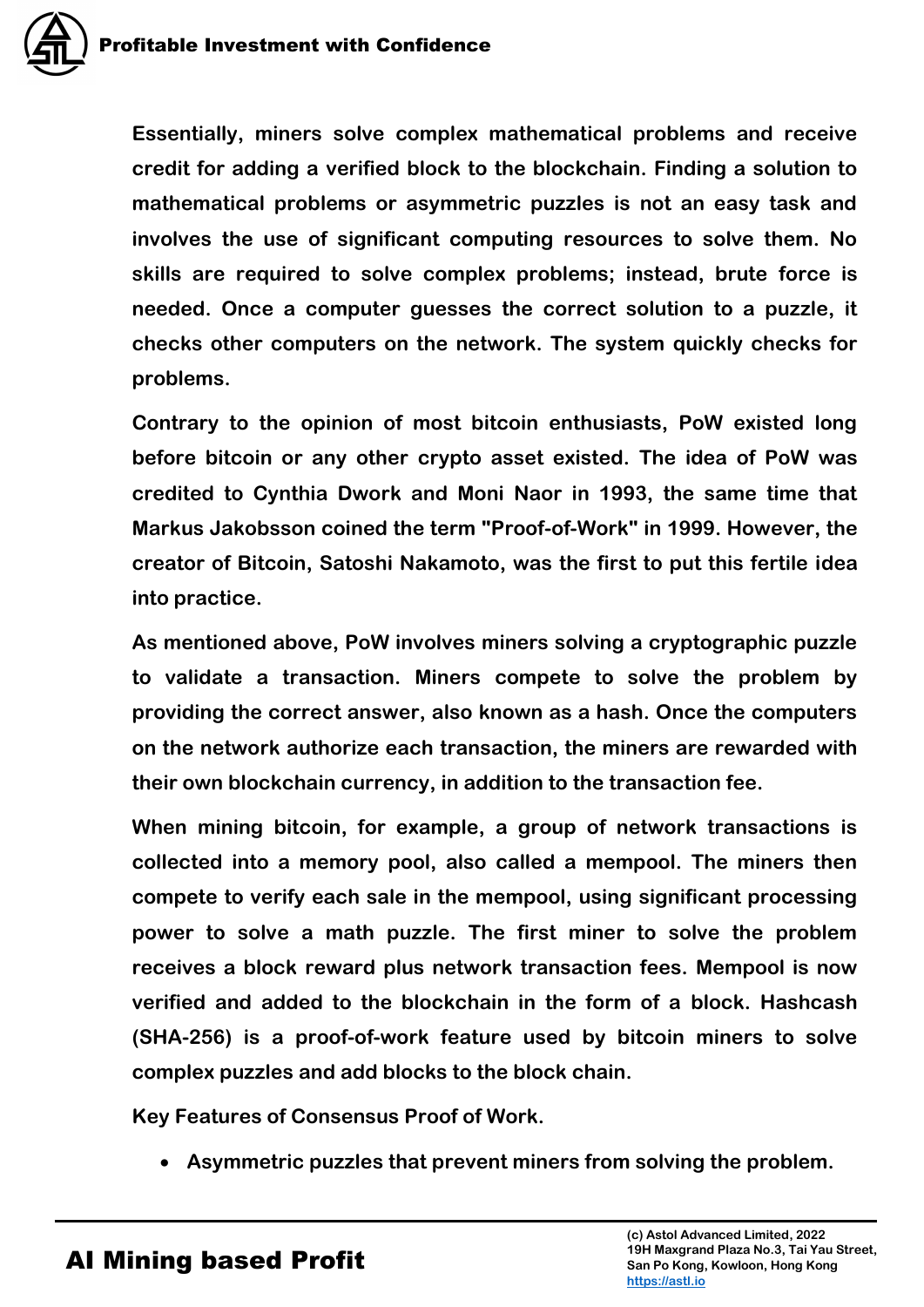Essentially, miners solve complex mathematical problems and receive credit for adding a verified block to the blockchain. Finding a solution to mathematical problems or asymmetric puzzles is not an easy task and involves the use of significant computing resources to solve them. No skills are required to solve complex problems; instead, brute force is needed. Once a computer guesses the correct solution to a puzzle, it checks other computers on the network. The system quickly checks for problems.

Contrary to the opinion of most bitcoin enthusiasts, PoW existed long before bitcoin or any other crypto asset existed. The idea of PoW was credited to Cynthia Dwork and Moni Naor in 1993, the same time that Markus Jakobsson coined the term "Proof-of-Work" in 1999. However, the creator of Bitcoin, Satoshi Nakamoto, was the first to put this fertile idea into practice.

As mentioned above, PoW involves miners solving a cryptographic puzzle to validate a transaction. Miners compete to solve the problem by providing the correct answer, also known as a hash. Once the computers on the network authorize each transaction, the miners are rewarded with their own blockchain currency, in addition to the transaction fee.

When mining bitcoin, for example, a group of network transactions is collected into a memory pool, also called a mempool. The miners then compete to verify each sale in the mempool, using significant processing power to solve a math puzzle. The first miner to solve the problem receives a block reward plus network transaction fees. Mempool is now verified and added to the blockchain in the form of a block. Hashcash (SHA-256) is a proof-of-work feature used by bitcoin miners to solve complex puzzles and add blocks to the block chain.

Key Features of Consensus Proof of Work.

- Asymmetric puzzles that prevent miners from solving the problem.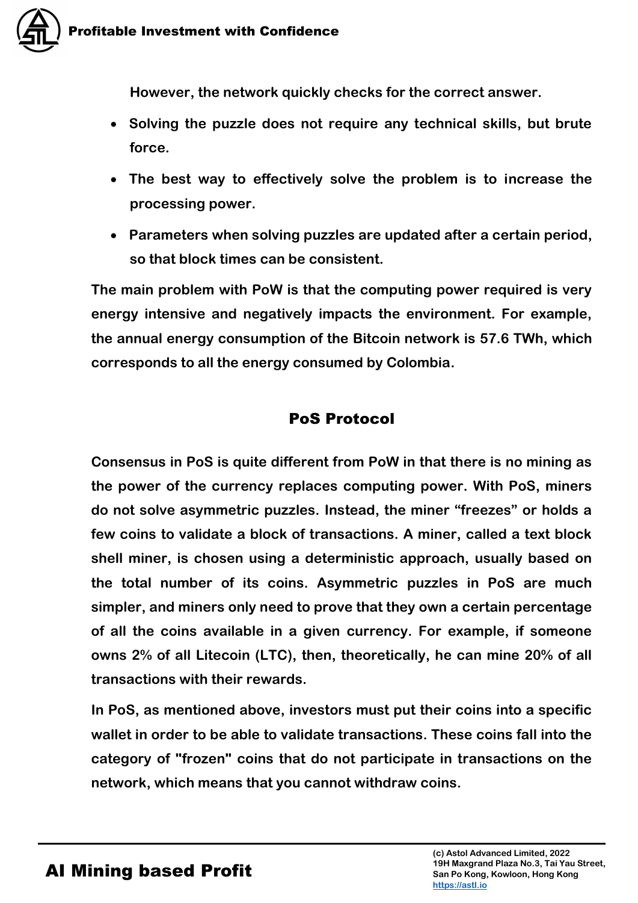However, the network quickly checks for the correct answer.

- Solving the puzzle does not require any technical skills, but brute force.
- The best way to effectively solve the problem is to increase the processing power.
- Parameters when solving puzzles are updated after a certain period, so that block times can be consistent.

The main problem with PoW is that the computing power required is very energy intensive and negatively impacts the environment. For example, the annual energy consumption of the Bitcoin network is 57.6 TWh, which corresponds to all the energy consumed by Colombia.

## PoS Protocol

Consensus in PoS is quite different from PoW in that there is no mining as the power of the currency replaces computing power. With PoS, miners do not solve asymmetric puzzles. Instead, the miner "freezes" or holds a few coins to validate a block of transactions. A miner, called a text block shell miner, is chosen using a deterministic approach, usually based on the total number of its coins. Asymmetric puzzles in PoS are much simpler, and miners only need to prove that they own a certain percentage of all the coins available in a given currency. For example, if someone owns 2% of all Litecoin (LTC), then, theoretically, he can mine 20% of all transactions with their rewards.

In PoS, as mentioned above, investors must put their coins into a specific wallet in order to be able to validate transactions. These coins fall into the category of "frozen" coins that do not participate in transactions on the network, which means that you cannot withdraw coins.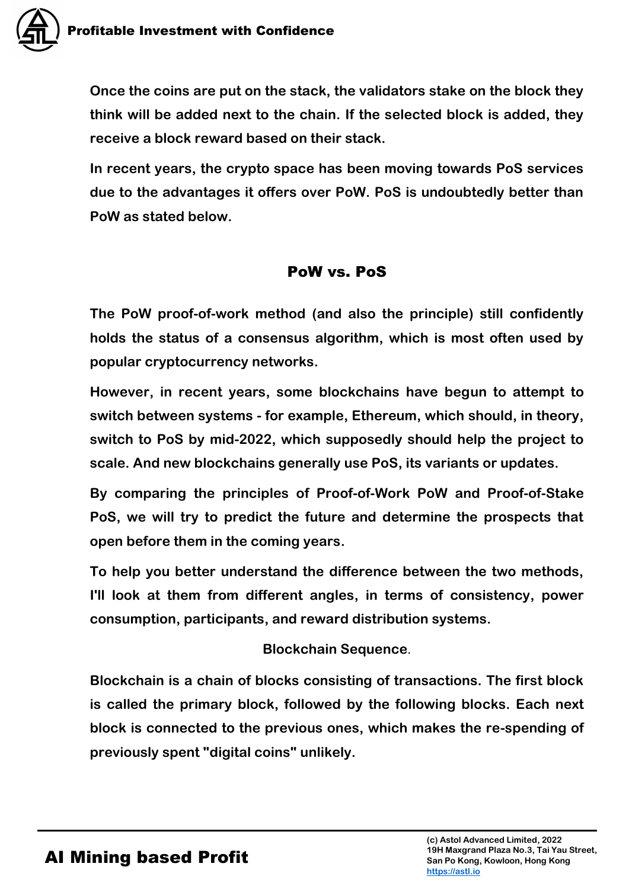Once the coins are put on the stack, the validators stake on the block they think will be added next to the chain. If the selected block is added, they receive a block reward based on their stack.

In recent years, the crypto space has been moving towards PoS services due to the advantages it offers over PoW. PoS is undoubtedly better than PoW as stated below.

## PoW vs. PoS

The PoW proof-of-work method (and also the principle) still confidently holds the status of a consensus algorithm, which is most often used by popular cryptocurrency networks.

However, in recent years, some blockchains have begun to attempt to switch between systems - for example, Ethereum, which should, in theory, switch to PoS by mid-2022, which supposedly should help the project to scale. And new blockchains generally use PoS, its variants or updates.

By comparing the principles of Proof-of-Work PoW and Proof-of-Stake PoS, we will try to predict the future and determine the prospects that open before them in the coming years.

To help you better understand the difference between the two methods, I'll look at them from different angles, in terms of consistency, power consumption, participants, and reward distribution systems.

### Blockchain Sequence.

Blockchain is a chain of blocks consisting of transactions. The first block is called the primary block, followed by the following blocks. Each next block is connected to the previous ones, which makes the re-spending of previously spent "digital coins" unlikely.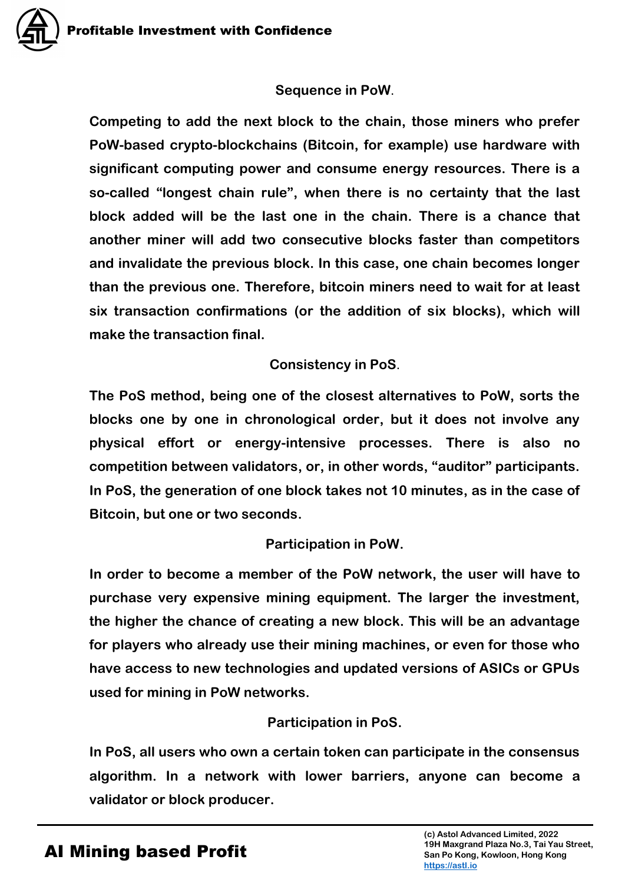### Sequence in PoW.

Competing to add the next block to the chain, those miners who prefer PoW-based crypto-blockchains (Bitcoin, for example) use hardware with significant computing power and consume energy resources. There is a so-called “longest chain rule”, when there is no certainty that the last block added will be the last one in the chain. There is a chance that another miner will add two consecutive blocks faster than competitors and invalidate the previous block. In this case, one chain becomes longer than the previous one. Therefore, bitcoin miners need to wait for at least six transaction confirmations (or the addition of six blocks), which will make the transaction final.

### Consistency in PoS.

The PoS method, being one of the closest alternatives to PoW, sorts the blocks one by one in chronological order, but it does not involve any physical effort or energy-intensive processes. There is also no competition between validators, or, in other words, “auditor” participants. In PoS, the generation of one block takes not 10 minutes, as in the case of Bitcoin, but one or two seconds.

### Participation in PoW.

In order to become a member of the PoW network, the user will have to purchase very expensive mining equipment. The larger the investment, the higher the chance of creating a new block. This will be an advantage for players who already use their mining machines, or even for those who have access to new technologies and updated versions of ASICs or GPUs used for mining in PoW networks.

### Participation in PoS.

In PoS, all users who own a certain token can participate in the consensus algorithm. In a network with lower barriers, anyone can become a validator or block producer.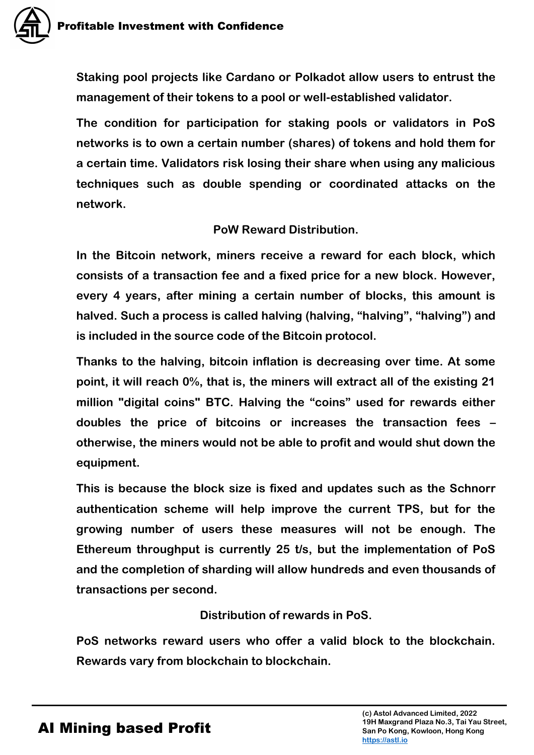Staking pool projects like Cardano or Polkadot allow users to entrust the management of their tokens to a pool or well-established validator.

The condition for participation for staking pools or validators in PoS networks is to own a certain number (shares) of tokens and hold them for a certain time. Validators risk losing their share when using any malicious techniques such as double spending or coordinated attacks on the network.

### PoW Reward Distribution.

In the Bitcoin network, miners receive a reward for each block, which consists of a transaction fee and a fixed price for a new block. However, every 4 years, after mining a certain number of blocks, this amount is halved. Such a process is called halving (halving, “halving”, “halving”) and is included in the source code of the Bitcoin protocol.

Thanks to the halving, bitcoin inflation is decreasing over time. At some point, it will reach 0%, that is, the miners will extract all of the existing 21 million "digital coins" BTC. Halving the “coins” used for rewards either doubles the price of bitcoins or increases the transaction fees – otherwise, the miners would not be able to profit and would shut down the equipment.

This is because the block size is fixed and updates such as the Schnorr authentication scheme will help improve the current TPS, but for the growing number of users these measures will not be enough. The Ethereum throughput is currently 25 t/s, but the implementation of PoS and the completion of sharding will allow hundreds and even thousands of transactions per second.

### Distribution of rewards in PoS.

PoS networks reward users who offer a valid block to the blockchain. Rewards vary from blockchain to blockchain.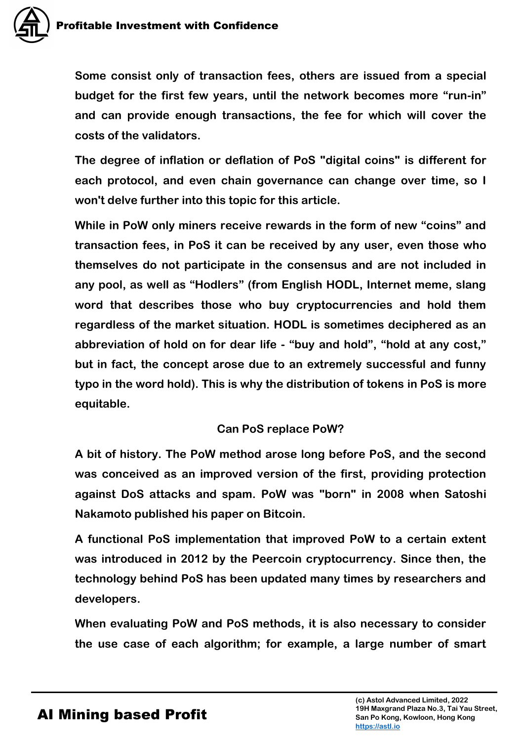Some consist only of transaction fees, others are issued from a special budget for the first few years, until the network becomes more “run-in” and can provide enough transactions, the fee for which will cover the costs of the validators.

The degree of inflation or deflation of PoS "digital coins" is different for each protocol, and even chain governance can change over time, so I won't delve further into this topic for this article.

While in PoW only miners receive rewards in the form of new “coins” and transaction fees, in PoS it can be received by any user, even those who themselves do not participate in the consensus and are not included in any pool, as well as “Hodlers” (from English HODL, Internet meme, slang word that describes those who buy cryptocurrencies and hold them regardless of the market situation. HODL is sometimes deciphered as an abbreviation of hold on for dear life - “buy and hold”, “hold at any cost,” but in fact, the concept arose due to an extremely successful and funny typo in the word hold). This is why the distribution of tokens in PoS is more equitable.

## Can PoS replace PoW?

A bit of history. The PoW method arose long before PoS, and the second was conceived as an improved version of the first, providing protection against DoS attacks and spam. PoW was "born" in 2008 when Satoshi Nakamoto published his paper on Bitcoin.

A functional PoS implementation that improved PoW to a certain extent was introduced in 2012 by the Peercoin cryptocurrency. Since then, the technology behind PoS has been updated many times by researchers and developers.

When evaluating PoW and PoS methods, it is also necessary to consider the use case of each algorithm; for example, a large number of smart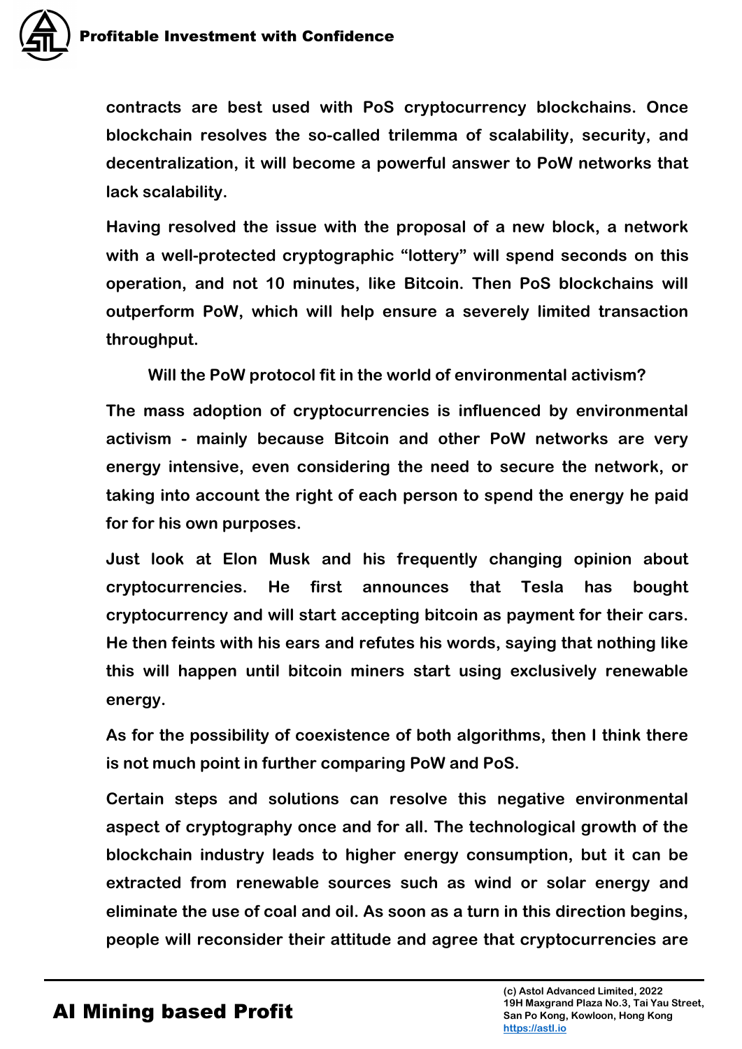contracts are best used with PoS cryptocurrency blockchains. Once blockchain resolves the so-called trilemma of scalability, security, and decentralization, it will become a powerful answer to PoW networks that lack scalability.

Having resolved the issue with the proposal of a new block, a network with a well-protected cryptographic “lottery” will spend seconds on this operation, and not 10 minutes, like Bitcoin. Then PoS blockchains will outperform PoW, which will help ensure a severely limited transaction throughput.

### Will the PoW protocol fit in the world of environmental activism?

The mass adoption of cryptocurrencies is influenced by environmental activism - mainly because Bitcoin and other PoW networks are very energy intensive, even considering the need to secure the network, or taking into account the right of each person to spend the energy he paid for for his own purposes.

Just look at Elon Musk and his frequently changing opinion about cryptocurrencies. He first announces that Tesla has bought cryptocurrency and will start accepting bitcoin as payment for their cars. He then feints with his ears and refutes his words, saying that nothing like this will happen until bitcoin miners start using exclusively renewable energy.

As for the possibility of coexistence of both algorithms, then I think there is not much point in further comparing PoW and PoS.

Certain steps and solutions can resolve this negative environmental aspect of cryptography once and for all. The technological growth of the blockchain industry leads to higher energy consumption, but it can be extracted from renewable sources such as wind or solar energy and eliminate the use of coal and oil. As soon as a turn in this direction begins, people will reconsider their attitude and agree that cryptocurrencies are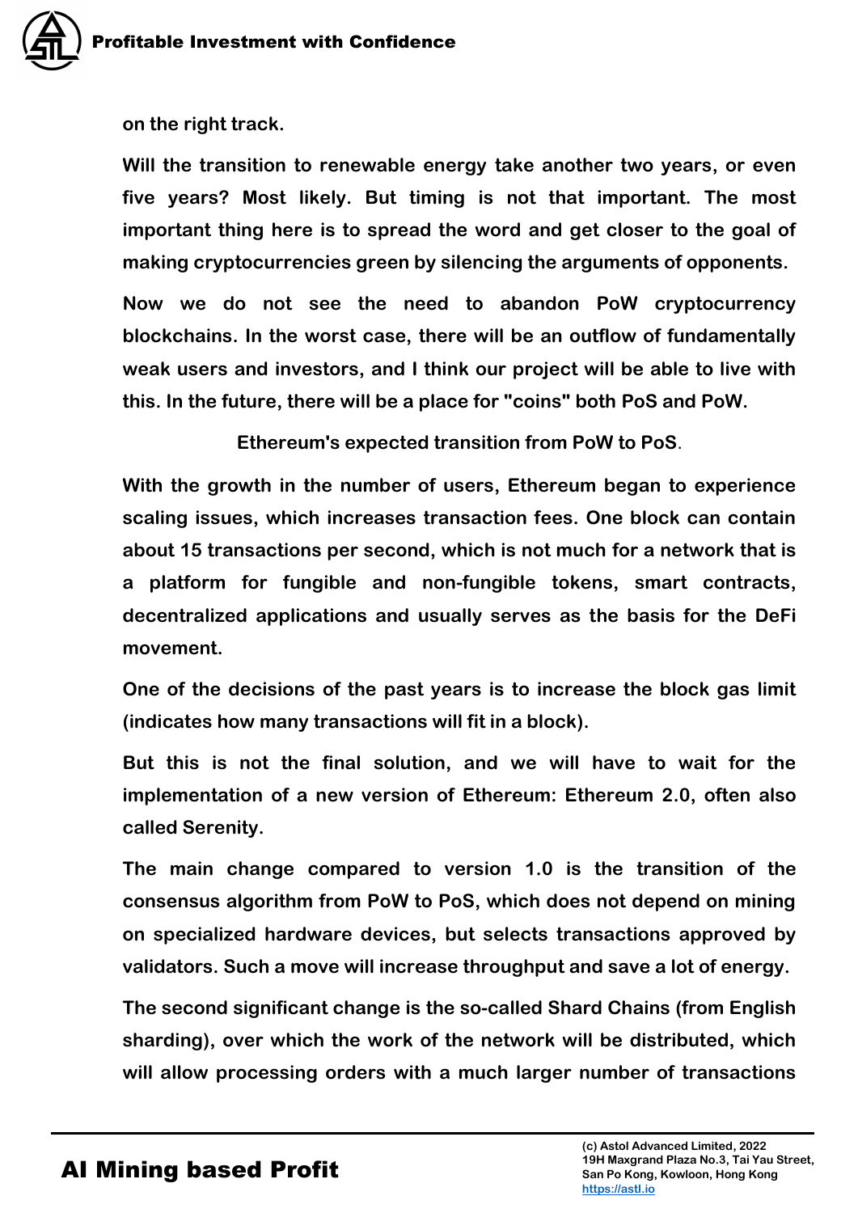on the right track.

Will the transition to renewable energy take another two years, or even five years? Most likely. But timing is not that important. The most important thing here is to spread the word and get closer to the goal of making cryptocurrencies green by silencing the arguments of opponents.

Now we do not see the need to abandon PoW cryptocurrency blockchains. In the worst case, there will be an outflow of fundamentally weak users and investors, and I think our project will be able to live with this. In the future, there will be a place for "coins" both PoS and PoW.

## Ethereum's expected transition from PoW to PoS.

With the growth in the number of users, Ethereum began to experience scaling issues, which increases transaction fees. One block can contain about 15 transactions per second, which is not much for a network that is a platform for fungible and non-fungible tokens, smart contracts, decentralized applications and usually serves as the basis for the DeFi movement.

One of the decisions of the past years is to increase the block gas limit (indicates how many transactions will fit in a block).

But this is not the final solution, and we will have to wait for the implementation of a new version of Ethereum: Ethereum 2.0, often also called Serenity.

The main change compared to version 1.0 is the transition of the consensus algorithm from PoW to PoS, which does not depend on mining on specialized hardware devices, but selects transactions approved by validators. Such a move will increase throughput and save a lot of energy.

The second significant change is the so-called Shard Chains (from English sharding), over which the work of the network will be distributed, which will allow processing orders with a much larger number of transactions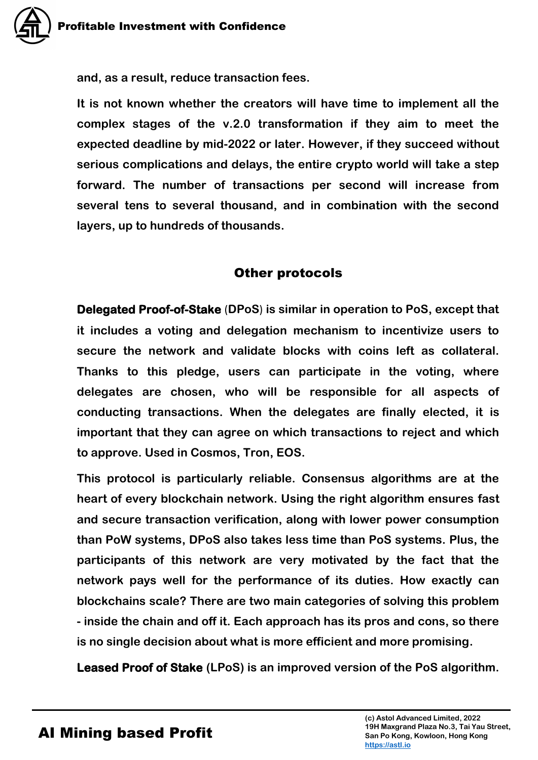and, as a result, reduce transaction fees.

It is not known whether the creators will have time to implement all the complex stages of the v.2.0 transformation if they aim to meet the expected deadline by mid-2022 or later. However, if they succeed without serious complications and delays, the entire crypto world will take a step forward. The number of transactions per second will increase from several tens to several thousand, and in combination with the second layers, up to hundreds of thousands.

## Other protocols

**Delegated Proof-of-Stake** (DPoS) is similar in operation to PoS, except that it includes a voting and delegation mechanism to incentivize users to secure the network and validate blocks with coins left as collateral. Thanks to this pledge, users can participate in the voting, where delegates are chosen, who will be responsible for all aspects of conducting transactions. When the delegates are finally elected, it is important that they can agree on which transactions to reject and which to approve. Used in Cosmos, Tron, EOS.

This protocol is particularly reliable. Consensus algorithms are at the heart of every blockchain network. Using the right algorithm ensures fast and secure transaction verification, along with lower power consumption than PoW systems, DPoS also takes less time than PoS systems. Plus, the participants of this network are very motivated by the fact that the network pays well for the performance of its duties. How exactly can blockchains scale? There are two main categories of solving this problem - inside the chain and off it. Each approach has its pros and cons, so there is no single decision about what is more efficient and more promising.

**Leased Proof of Stake** (LPoS) is an improved version of the PoS algorithm.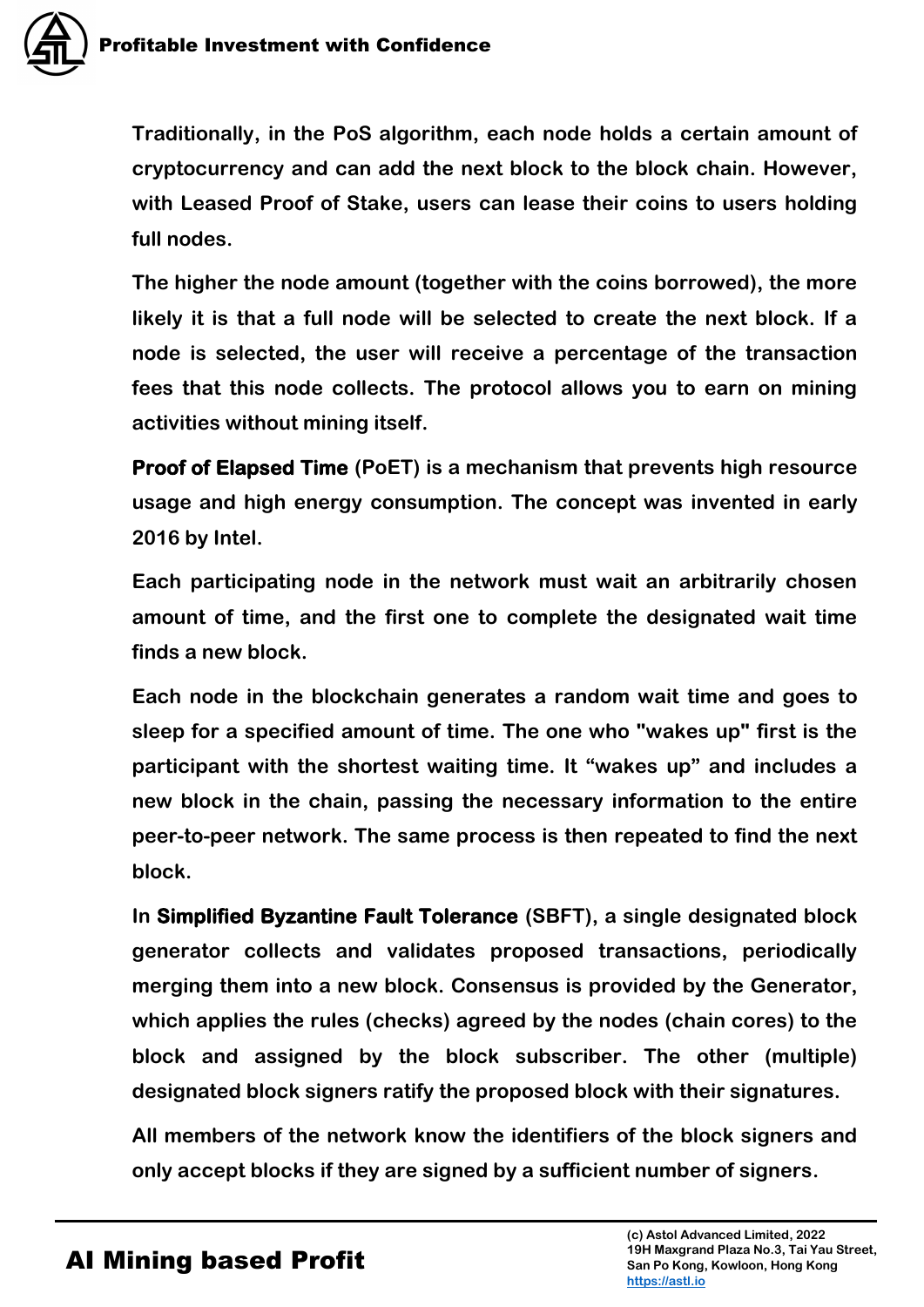Traditionally, in the PoS algorithm, each node holds a certain amount of cryptocurrency and can add the next block to the block chain. However, with Leased Proof of Stake, users can lease their coins to users holding full nodes.

The higher the node amount (together with the coins borrowed), the more likely it is that a full node will be selected to create the next block. If a node is selected, the user will receive a percentage of the transaction fees that this node collects. The protocol allows you to earn on mining activities without mining itself.

**Proof of Elapsed Time** (PoET) is a mechanism that prevents high resource usage and high energy consumption. The concept was invented in early 2016 by Intel.

Each participating node in the network must wait an arbitrarily chosen amount of time, and the first one to complete the designated wait time finds a new block.

Each node in the blockchain generates a random wait time and goes to sleep for a specified amount of time. The one who "wakes up" first is the participant with the shortest waiting time. It "wakes up" and includes a new block in the chain, passing the necessary information to the entire peer-to-peer network. The same process is then repeated to find the next block.

In **Simplified Byzantine Fault Tolerance** (SBFT), a single designated block generator collects and validates proposed transactions, periodically merging them into a new block. Consensus is provided by the Generator, which applies the rules (checks) agreed by the nodes (chain cores) to the block and assigned by the block subscriber. The other (multiple) designated block signers ratify the proposed block with their signatures.

All members of the network know the identifiers of the block signers and only accept blocks if they are signed by a sufficient number of signers.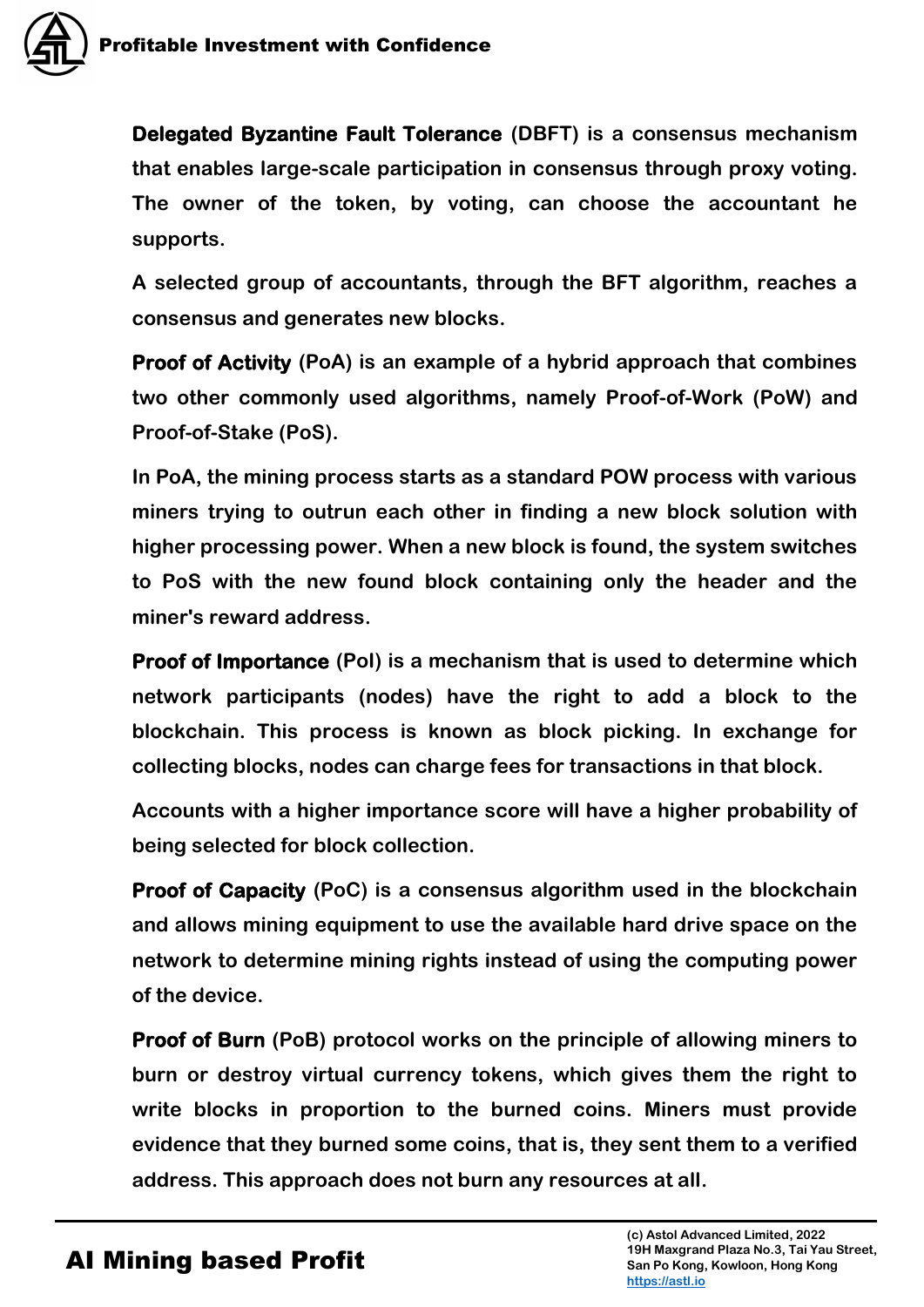**Delegated Byzantine Fault Tolerance** (DBFT) is a consensus mechanism that enables large-scale participation in consensus through proxy voting. The owner of the token, by voting, can choose the accountant he supports.

A selected group of accountants, through the BFT algorithm, reaches a consensus and generates new blocks.

**Proof of Activity** (PoA) is an example of a hybrid approach that combines two other commonly used algorithms, namely Proof-of-Work (PoW) and Proof-of-Stake (PoS).

In PoA, the mining process starts as a standard POW process with various miners trying to outrun each other in finding a new block solution with higher processing power. When a new block is found, the system switches to PoS with the new found block containing only the header and the miner's reward address.

**Proof of Importance** (PoI) is a mechanism that is used to determine which network participants (nodes) have the right to add a block to the blockchain. This process is known as block picking. In exchange for collecting blocks, nodes can charge fees for transactions in that block.

Accounts with a higher importance score will have a higher probability of being selected for block collection.

**Proof of Capacity** (PoC) is a consensus algorithm used in the blockchain and allows mining equipment to use the available hard drive space on the network to determine mining rights instead of using the computing power of the device.

**Proof of Burn** (PoB) protocol works on the principle of allowing miners to burn or destroy virtual currency tokens, which gives them the right to write blocks in proportion to the burned coins. Miners must provide evidence that they burned some coins, that is, they sent them to a verified address. This approach does not burn any resources at all.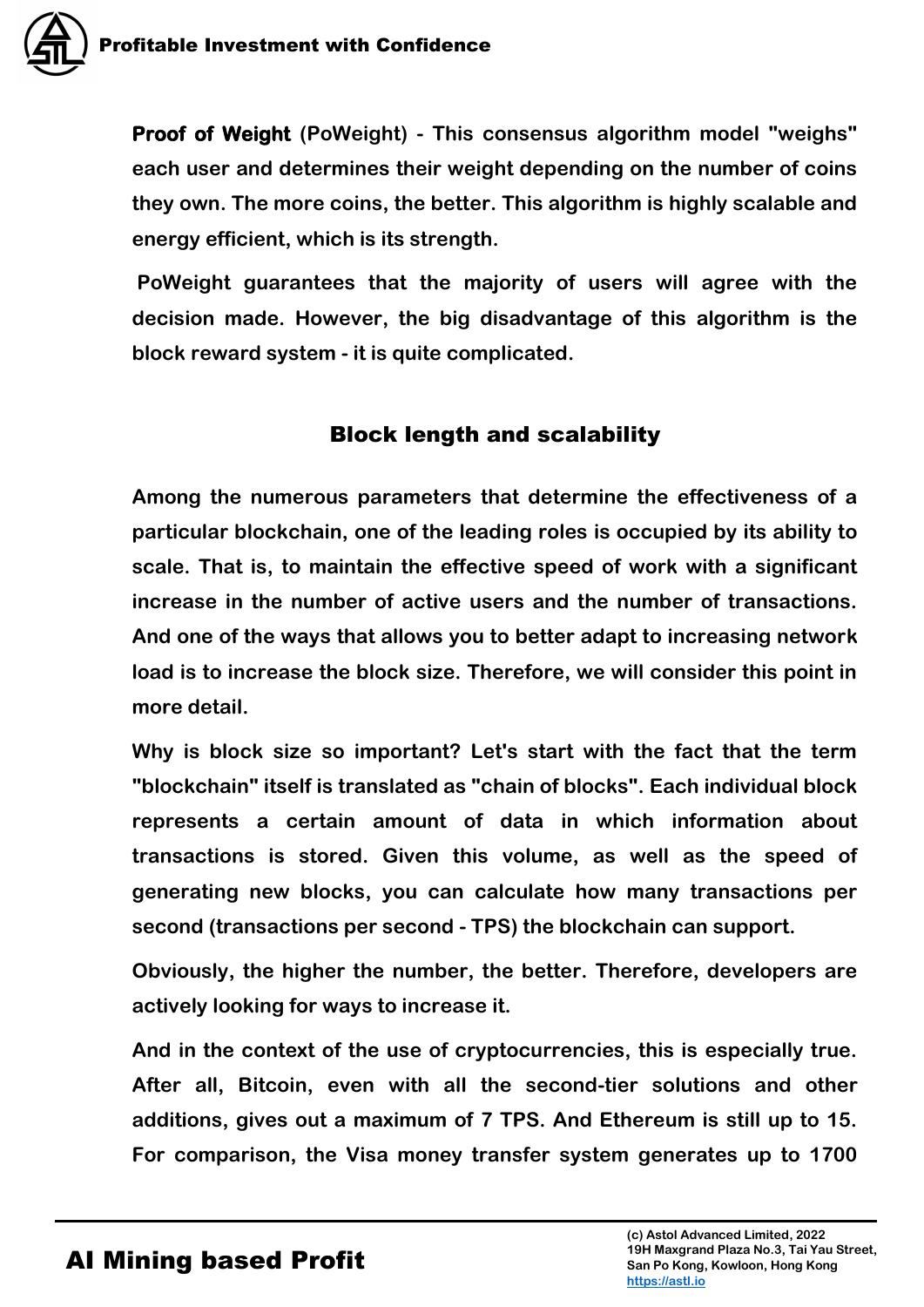**Proof of Weight** (PoWeight) - This consensus algorithm model "weighs" each user and determines their weight depending on the number of coins they own. The more coins, the better. This algorithm is highly scalable and energy efficient, which is its strength.

PoWeight guarantees that the majority of users will agree with the decision made. However, the big disadvantage of this algorithm is the block reward system - it is quite complicated.

## Block length and scalability

Among the numerous parameters that determine the effectiveness of a particular blockchain, one of the leading roles is occupied by its ability to scale. That is, to maintain the effective speed of work with a significant increase in the number of active users and the number of transactions. And one of the ways that allows you to better adapt to increasing network load is to increase the block size. Therefore, we will consider this point in more detail.

Why is block size so important? Let's start with the fact that the term "blockchain" itself is translated as "chain of blocks". Each individual block represents a certain amount of data in which information about transactions is stored. Given this volume, as well as the speed of generating new blocks, you can calculate how many transactions per second (transactions per second - TPS) the blockchain can support.

Obviously, the higher the number, the better. Therefore, developers are actively looking for ways to increase it.

And in the context of the use of cryptocurrencies, this is especially true. After all, Bitcoin, even with all the second-tier solutions and other additions, gives out a maximum of 7 TPS. And Ethereum is still up to 15. For comparison, the Visa money transfer system generates up to 1700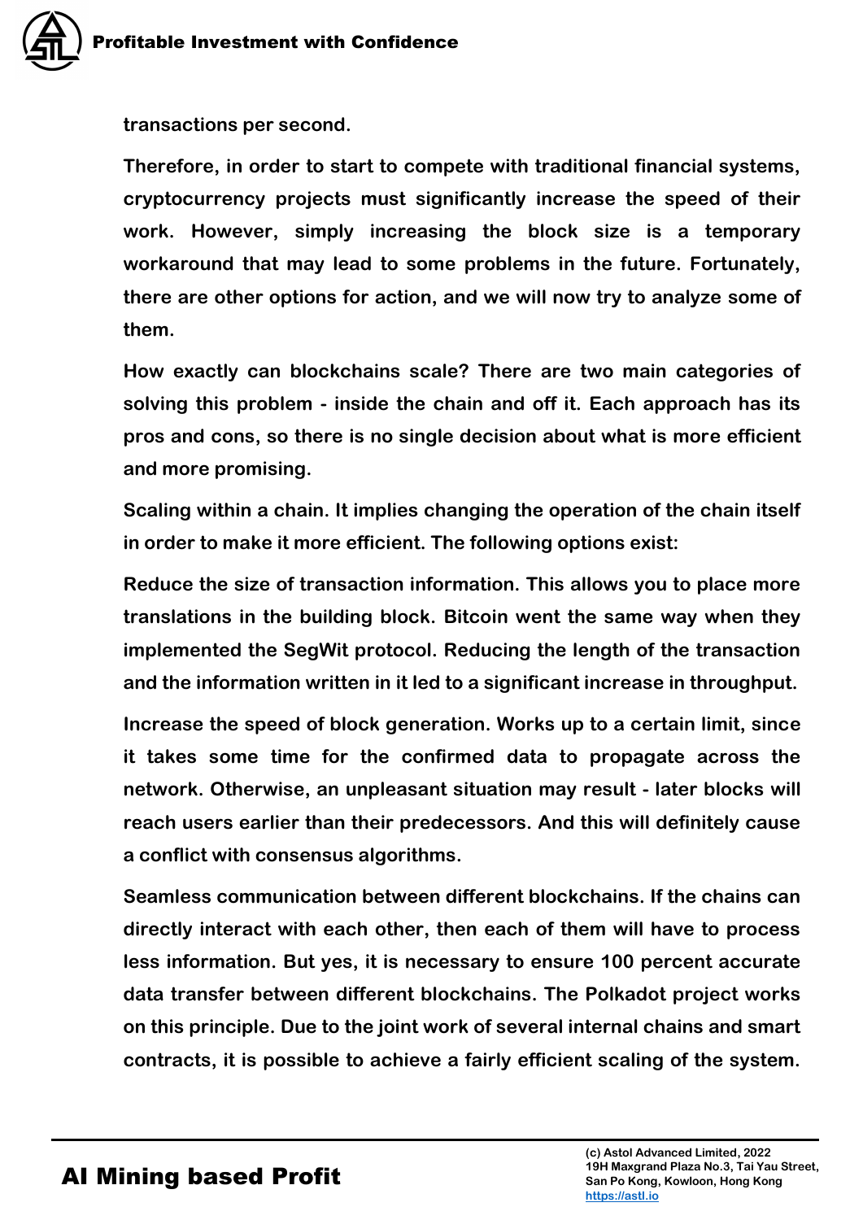transactions per second.

Therefore, in order to start to compete with traditional financial systems, cryptocurrency projects must significantly increase the speed of their work. However, simply increasing the block size is a temporary workaround that may lead to some problems in the future. Fortunately, there are other options for action, and we will now try to analyze some of them.

How exactly can blockchains scale? There are two main categories of solving this problem - inside the chain and off it. Each approach has its pros and cons, so there is no single decision about what is more efficient and more promising.

Scaling within a chain. It implies changing the operation of the chain itself in order to make it more efficient. The following options exist:

Reduce the size of transaction information. This allows you to place more translations in the building block. Bitcoin went the same way when they implemented the SegWit protocol. Reducing the length of the transaction and the information written in it led to a significant increase in throughput.

Increase the speed of block generation. Works up to a certain limit, since it takes some time for the confirmed data to propagate across the network. Otherwise, an unpleasant situation may result - later blocks will reach users earlier than their predecessors. And this will definitely cause a conflict with consensus algorithms.

Seamless communication between different blockchains. If the chains can directly interact with each other, then each of them will have to process less information. But yes, it is necessary to ensure 100 percent accurate data transfer between different blockchains. The Polkadot project works on this principle. Due to the joint work of several internal chains and smart contracts, it is possible to achieve a fairly efficient scaling of the system.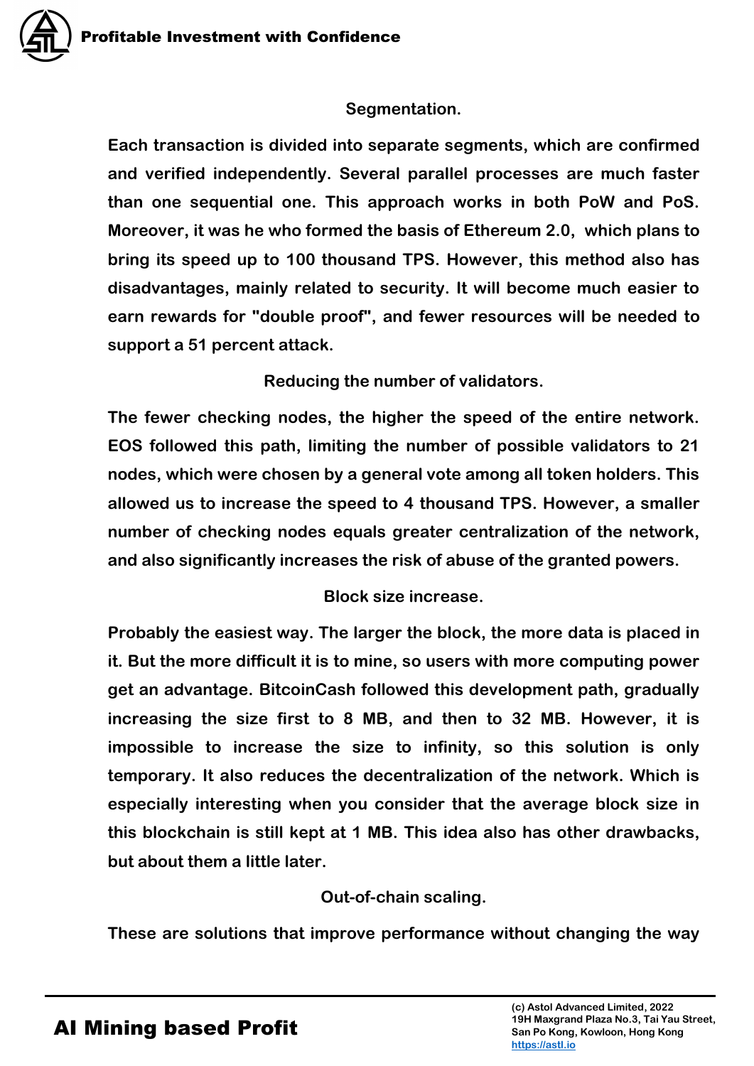### Segmentation.

Each transaction is divided into separate segments, which are confirmed and verified independently. Several parallel processes are much faster than one sequential one. This approach works in both PoW and PoS. Moreover, it was he who formed the basis of Ethereum 2.0, which plans to bring its speed up to 100 thousand TPS. However, this method also has disadvantages, mainly related to security. It will become much easier to earn rewards for "double proof", and fewer resources will be needed to support a 51 percent attack.

### Reducing the number of validators.

The fewer checking nodes, the higher the speed of the entire network. EOS followed this path, limiting the number of possible validators to 21 nodes, which were chosen by a general vote among all token holders. This allowed us to increase the speed to 4 thousand TPS. However, a smaller number of checking nodes equals greater centralization of the network, and also significantly increases the risk of abuse of the granted powers.

### Block size increase.

Probably the easiest way. The larger the block, the more data is placed in it. But the more difficult it is to mine, so users with more computing power get an advantage. BitcoinCash followed this development path, gradually increasing the size first to 8 MB, and then to 32 MB. However, it is impossible to increase the size to infinity, so this solution is only temporary. It also reduces the decentralization of the network. Which is especially interesting when you consider that the average block size in this blockchain is still kept at 1 MB. This idea also has other drawbacks, but about them a little later.

### Out-of-chain scaling.

These are solutions that improve performance without changing the way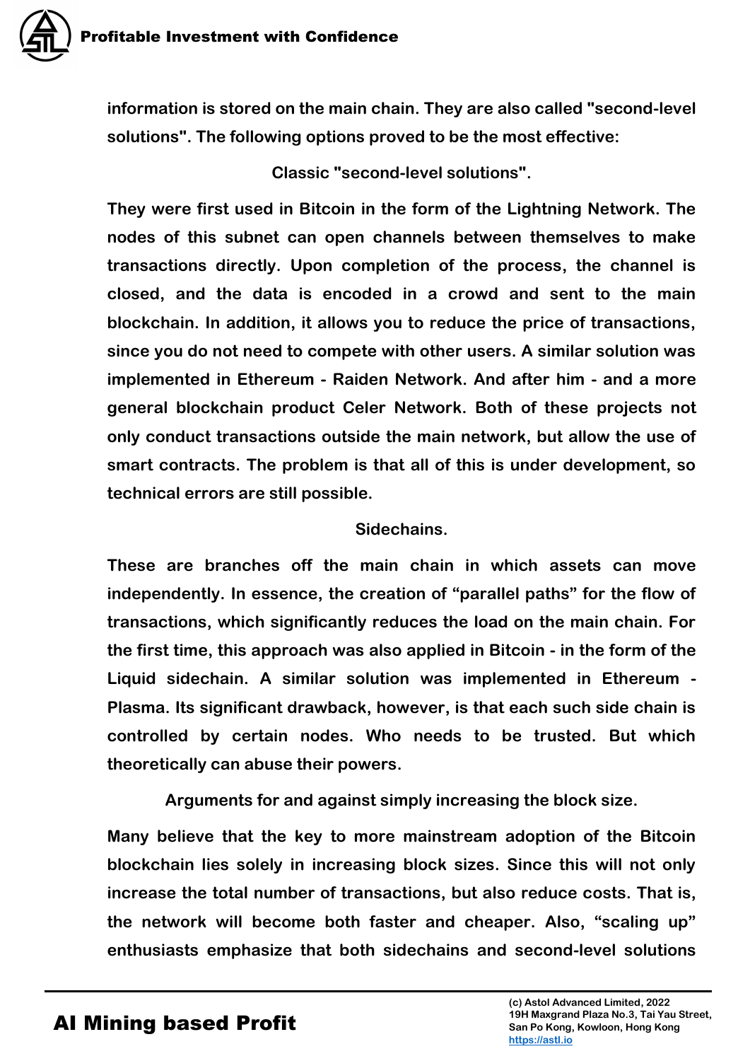information is stored on the main chain. They are also called "second-level solutions". The following options proved to be the most effective:

### Classic "second-level solutions".

They were first used in Bitcoin in the form of the Lightning Network. The nodes of this subnet can open channels between themselves to make transactions directly. Upon completion of the process, the channel is closed, and the data is encoded in a crowd and sent to the main blockchain. In addition, it allows you to reduce the price of transactions, since you do not need to compete with other users. A similar solution was implemented in Ethereum - Raiden Network. And after him - and a more general blockchain product Celer Network. Both of these projects not only conduct transactions outside the main network, but allow the use of smart contracts. The problem is that all of this is under development, so technical errors are still possible.

### Sidechains.

These are branches off the main chain in which assets can move independently. In essence, the creation of “parallel paths” for the flow of transactions, which significantly reduces the load on the main chain. For the first time, this approach was also applied in Bitcoin - in the form of the Liquid sidechain. A similar solution was implemented in Ethereum - Plasma. Its significant drawback, however, is that each such side chain is controlled by certain nodes. Who needs to be trusted. But which theoretically can abuse their powers.

### Arguments for and against simply increasing the block size.

Many believe that the key to more mainstream adoption of the Bitcoin blockchain lies solely in increasing block sizes. Since this will not only increase the total number of transactions, but also reduce costs. That is, the network will become both faster and cheaper. Also, “scaling up” enthusiasts emphasize that both sidechains and second-level solutions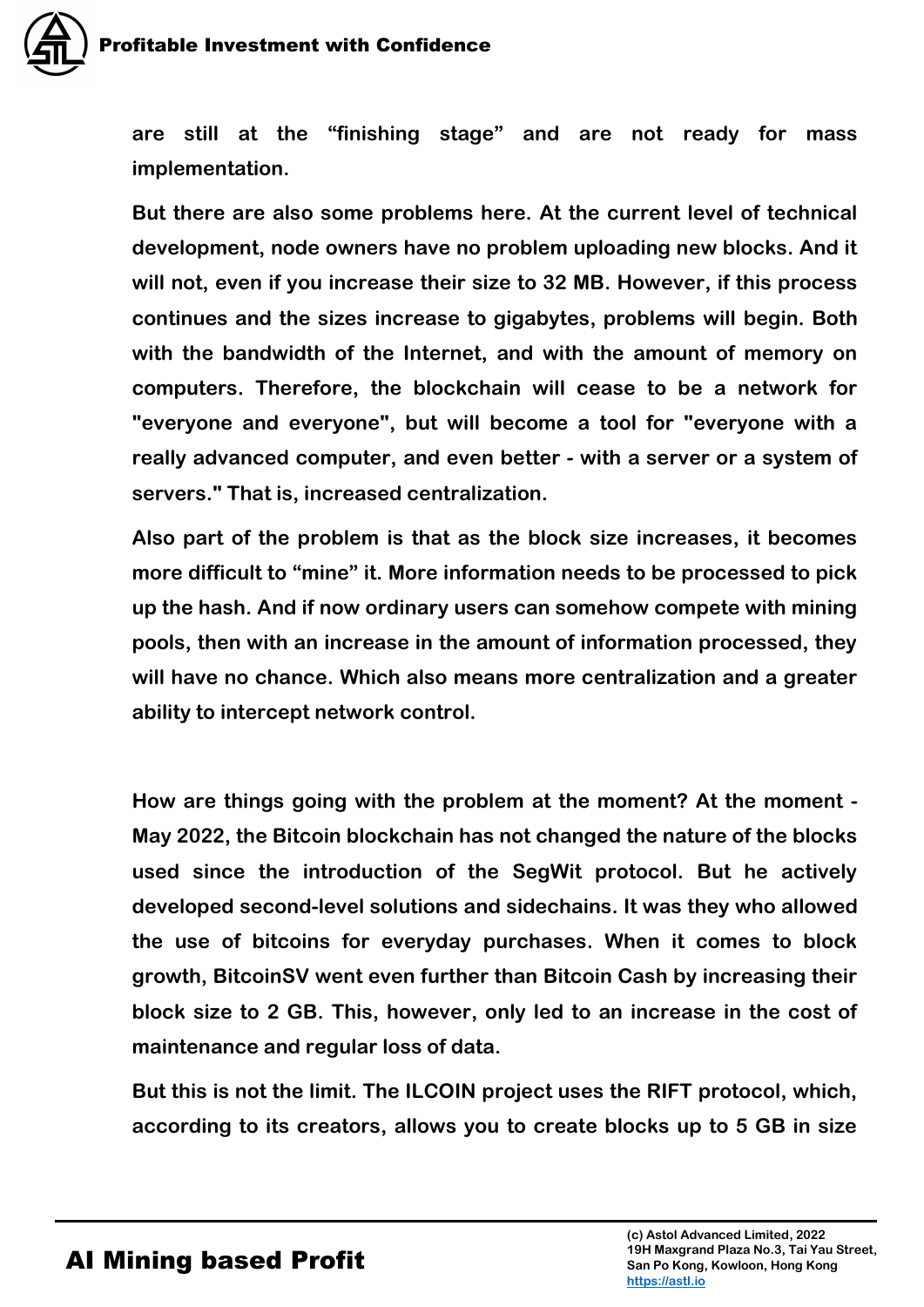**are still at the “finishing stage” and are not ready for mass implementation.**

**But there are also some problems here. At the current level of technical development, node owners have no problem uploading new blocks. And it will not, even if you increase their size to 32 MB. However, if this process continues and the sizes increase to gigabytes, problems will begin. Both with the bandwidth of the Internet, and with the amount of memory on computers. Therefore, the blockchain will cease to be a network for "everyone and everyone", but will become a tool for "everyone with a really advanced computer, and even better - with a server or a system of servers." That is, increased centralization.**

**Also part of the problem is that as the block size increases, it becomes more difficult to “mine” it. More information needs to be processed to pick up the hash. And if now ordinary users can somehow compete with mining pools, then with an increase in the amount of information processed, they will have no chance. Which also means more centralization and a greater ability to intercept network control.**

**How are things going with the problem at the moment? At the moment - May 2022, the Bitcoin blockchain has not changed the nature of the blocks used since the introduction of the SegWit protocol. But he actively developed second-level solutions and sidechains. It was they who allowed the use of bitcoins for everyday purchases. When it comes to block growth, BitcoinSV went even further than Bitcoin Cash by increasing their block size to 2 GB. This, however, only led to an increase in the cost of maintenance and regular loss of data.**

**But this is not the limit. The ILCOIN project uses the RIFT protocol, which, according to its creators, allows you to create blocks up to 5 GB in size**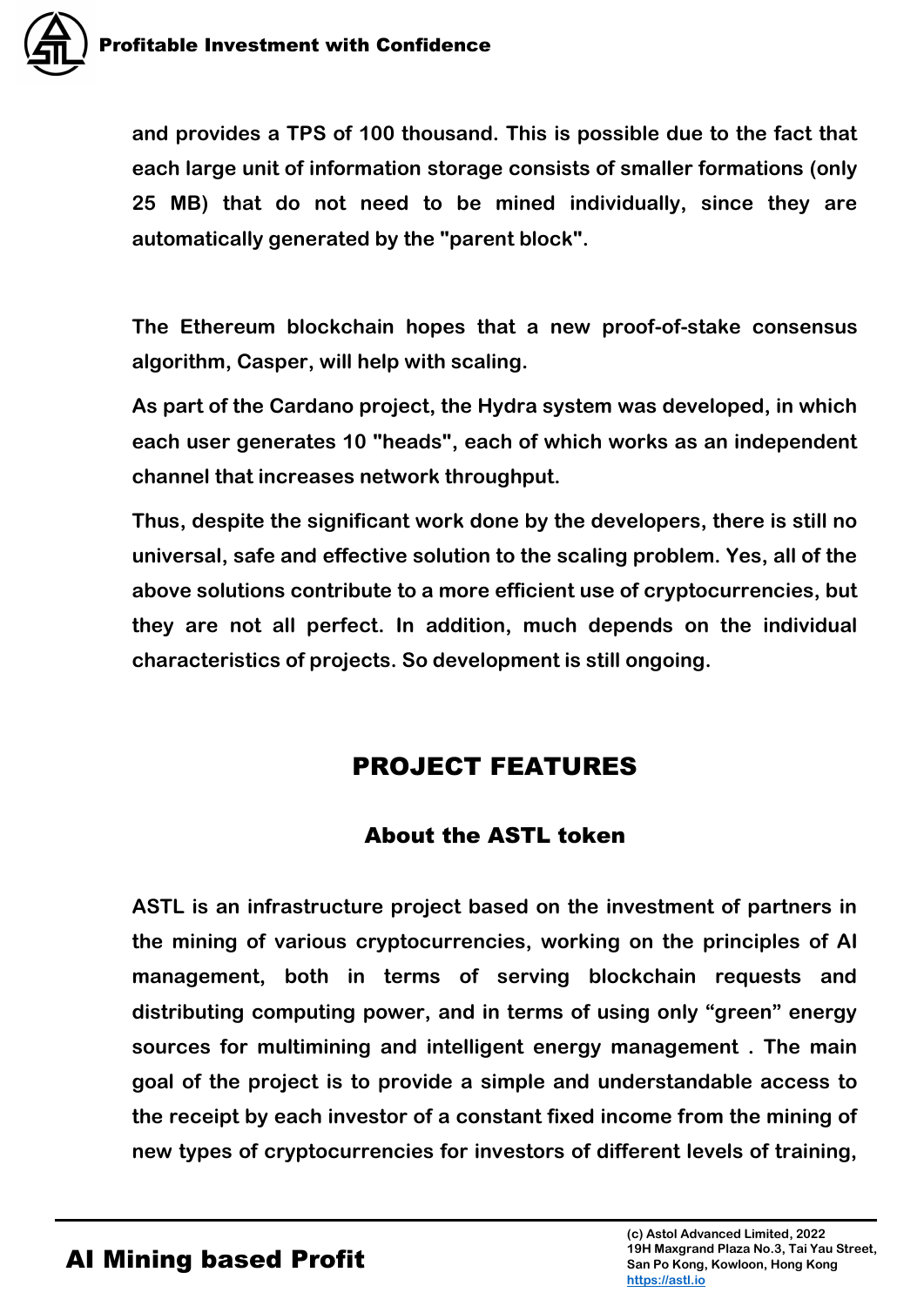and provides a TPS of 100 thousand. This is possible due to the fact that each large unit of information storage consists of smaller formations (only 25 MB) that do not need to be mined individually, since they are automatically generated by the "parent block".

The Ethereum blockchain hopes that a new proof-of-stake consensus algorithm, Casper, will help with scaling.

As part of the Cardano project, the Hydra system was developed, in which each user generates 10 "heads", each of which works as an independent channel that increases network throughput.

Thus, despite the significant work done by the developers, there is still no universal, safe and effective solution to the scaling problem. Yes, all of the above solutions contribute to a more efficient use of cryptocurrencies, but they are not all perfect. In addition, much depends on the individual characteristics of projects. So development is still ongoing.

## PROJECT FEATURES

### About the ASTL token

ASTL is an infrastructure project based on the investment of partners in the mining of various cryptocurrencies, working on the principles of AI management, both in terms of serving blockchain requests and distributing computing power, and in terms of using only “green” energy sources for multimining and intelligent energy management . The main goal of the project is to provide a simple and understandable access to the receipt by each investor of a constant fixed income from the mining of new types of cryptocurrencies for investors of different levels of training,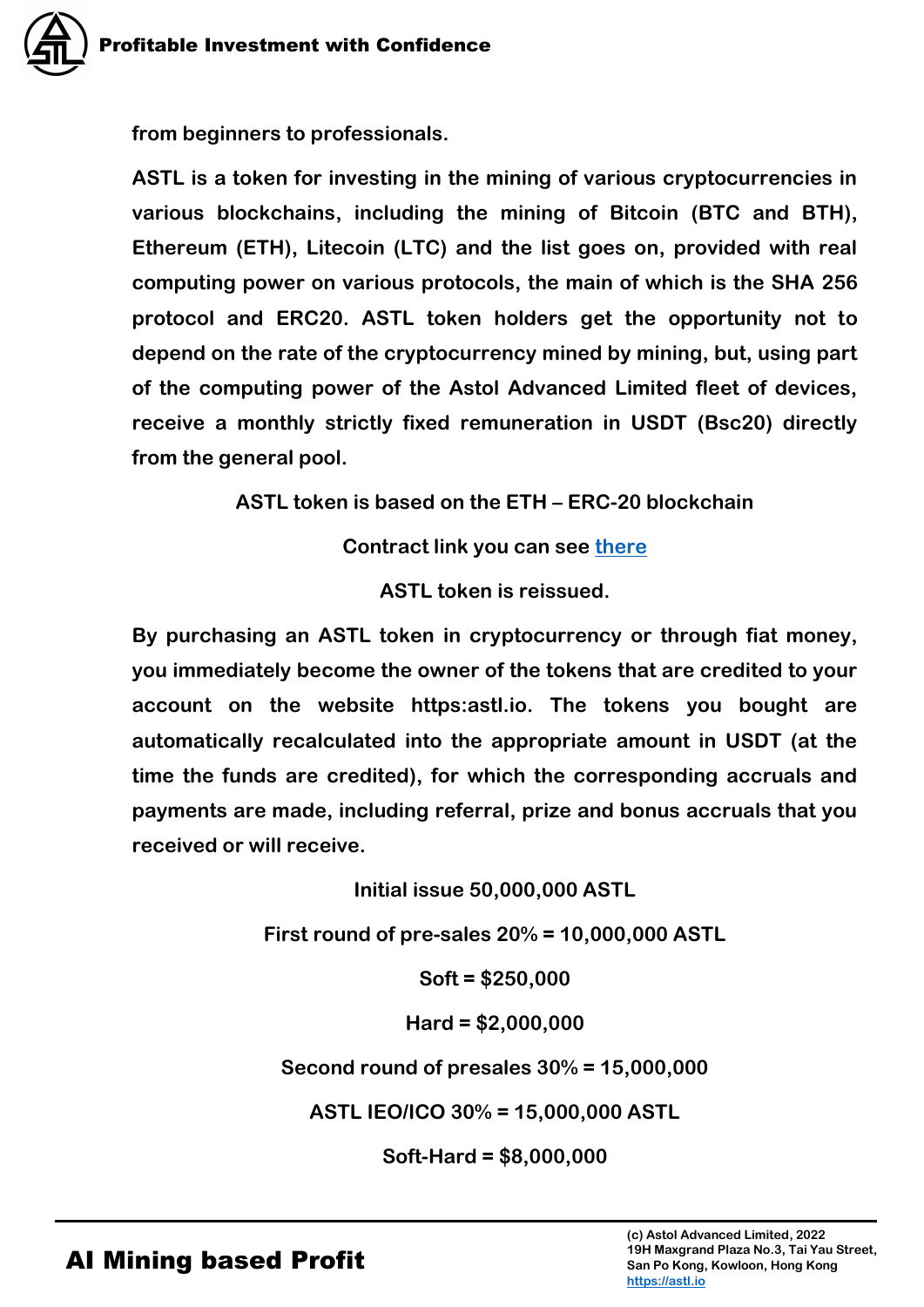from beginners to professionals.

ASTL is a token for investing in the mining of various cryptocurrencies in various blockchains, including the mining of Bitcoin (BTC and BTH), Ethereum (ETH), Litecoin (LTC) and the list goes on, provided with real computing power on various protocols, the main of which is the SHA 256 protocol and ERC20. ASTL token holders get the opportunity not to depend on the rate of the cryptocurrency mined by mining, but, using part of the computing power of the Astol Advanced Limited fleet of devices, receive a monthly strictly fixed remuneration in USDT (Bsc20) directly from the general pool.

ASTL token is based on the ETH – ERC-20 blockchain

Contract link you can see [there]

ASTL token is reissued.

By purchasing an ASTL token in cryptocurrency or through fiat money, you immediately become the owner of the tokens that are credited to your account on the website https:astl.io. The tokens you bought are automatically recalculated into the appropriate amount in USDT (at the time the funds are credited), for which the corresponding accruals and payments are made, including referral, prize and bonus accruals that you received or will receive.

Initial issue 50,000,000 ASTL

First round of pre-sales 20% = 10,000,000 ASTL

Soft = $250,000

Hard = $2,000,000

Second round of presales 30% = 15,000,000

ASTL IEO/ICO 30% = 15,000,000 ASTL

Soft-Hard = $8,000,000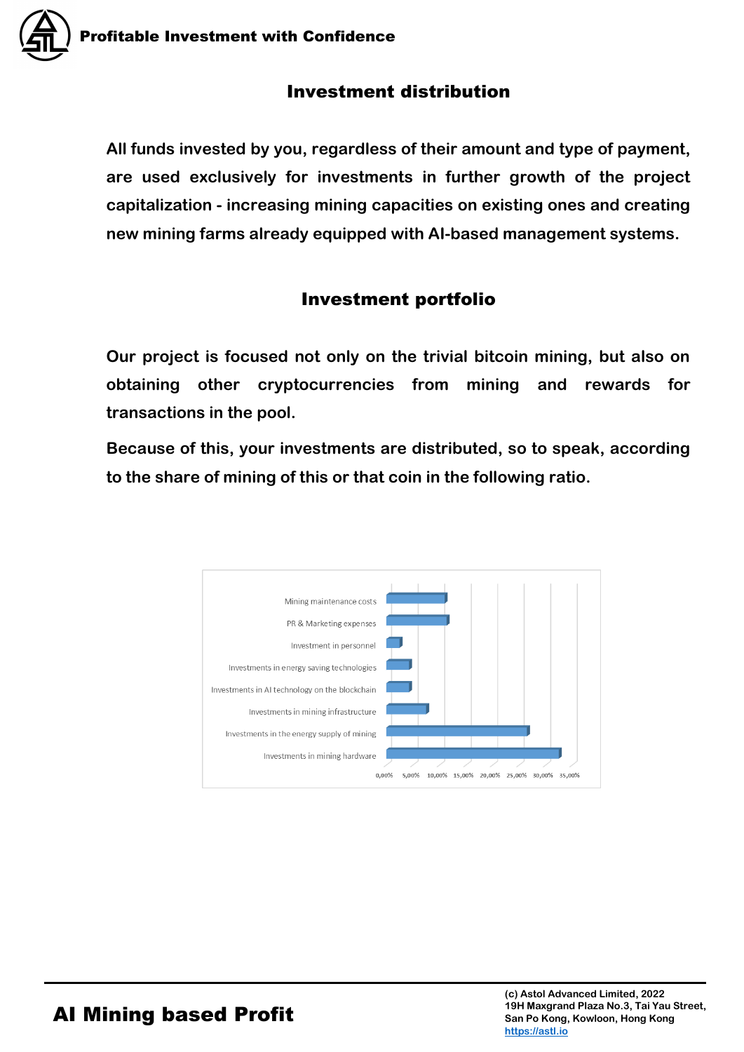## Investment distribution

All funds invested by you, regardless of their amount and type of payment, are used exclusively for investments in further growth of the project capitalization - increasing mining capacities on existing ones and creating new mining farms already equipped with AI-based management systems.

## Investment portfolio

Our project is focused not only on the trivial bitcoin mining, but also on obtaining other cryptocurrencies from mining and rewards for transactions in the pool.

Because of this, your investments are distributed, so to speak, according to the share of mining of this or that coin in the following ratio.

Mining maintenance costs
PR & Marketing expenses
Investment in personnel
Investments in energy saving technologies
Investments in AI technology on the blockchain
Investments in mining infrastructure
Investments in the energy supply of mining
Investments in mining hardware

0,00% 5,00% 10,00% 15,00% 20,00% 25,00% 30,00% 35,00%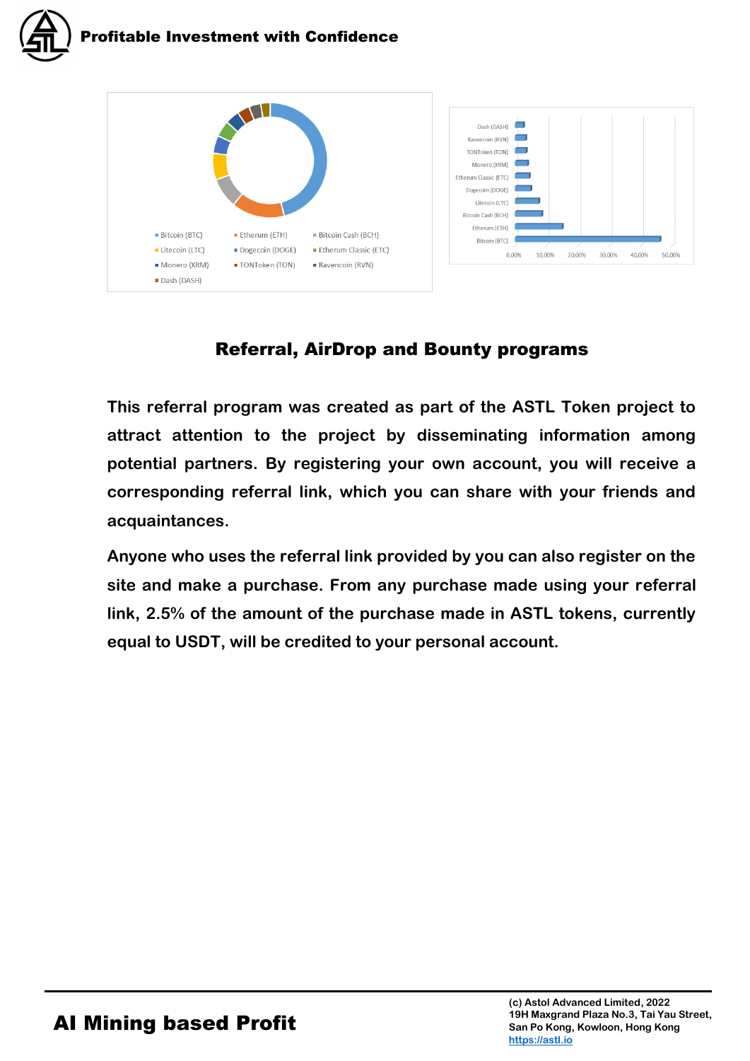## Referral, AirDrop and Bounty programs

This referral program was created as part of the ASTL Token project to attract attention to the project by disseminating information among potential partners. By registering your own account, you will receive a corresponding referral link, which you can share with your friends and acquaintances.

Anyone who uses the referral link provided by you can also register on the site and make a purchase. From any purchase made using your referral link, 2.5% of the amount of the purchase made in ASTL tokens, currently equal to USDT, will be credited to your personal account.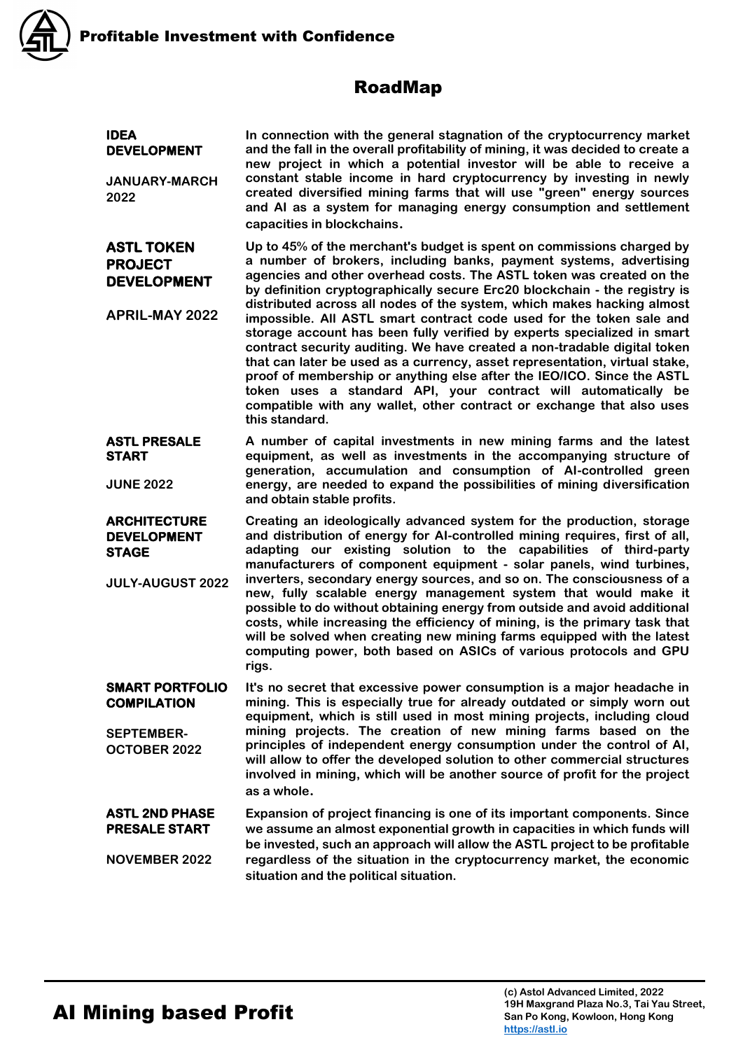# RoadMap

**IDEA DEVELOPMENT**

**JANUARY-MARCH 2022**

In connection with the general stagnation of the cryptocurrency market and the fall in the overall profitability of mining, it was decided to create a new project in which a potential investor will be able to receive a constant stable income in hard cryptocurrency by investing in newly created diversified mining farms that will use "green" energy sources and AI as a system for managing energy consumption and settlement capacities in blockchains.

**ASTL TOKEN PROJECT DEVELOPMENT**

**APRIL-MAY 2022**

Up to 45% of the merchant's budget is spent on commissions charged by a number of brokers, including banks, payment systems, advertising agencies and other overhead costs. The ASTL token was created on the by definition cryptographically secure Erc20 blockchain - the registry is distributed across all nodes of the system, which makes hacking almost impossible. All ASTL smart contract code used for the token sale and storage account has been fully verified by experts specialized in smart contract security auditing. We have created a non-tradable digital token that can later be used as a currency, asset representation, virtual stake, proof of membership or anything else after the IEO/ICO. Since the ASTL token uses a standard API, your contract will automatically be compatible with any wallet, other contract or exchange that also uses this standard.

**ASTL PRESALE START**

**JUNE 2022**

A number of capital investments in new mining farms and the latest equipment, as well as investments in the accompanying structure of generation, accumulation and consumption of AI-controlled green energy, are needed to expand the possibilities of mining diversification and obtain stable profits.

**ARCHITECTURE DEVELOPMENT STAGE**

**JULY-AUGUST 2022**

Creating an ideologically advanced system for the production, storage and distribution of energy for AI-controlled mining requires, first of all, adapting our existing solution to the capabilities of third-party manufacturers of component equipment - solar panels, wind turbines, inverters, secondary energy sources, and so on. The consciousness of a new, fully scalable energy management system that would make it possible to do without obtaining energy from outside and avoid additional costs, while increasing the efficiency of mining, is the primary task that will be solved when creating new mining farms equipped with the latest computing power, both based on ASICs of various protocols and GPU rigs.

**SMART PORTFOLIO COMPILATION**

**SEPTEMBER-OCTOBER 2022**

It's no secret that excessive power consumption is a major headache in mining. This is especially true for already outdated or simply worn out equipment, which is still used in most mining projects, including cloud mining projects. The creation of new mining farms based on the principles of independent energy consumption under the control of AI, will allow to offer the developed solution to other commercial structures involved in mining, which will be another source of profit for the project as a whole.

**ASTL 2ND PHASE PRESALE START**

**NOVEMBER 2022**

Expansion of project financing is one of its important components. Since we assume an almost exponential growth in capacities in which funds will be invested, such an approach will allow the ASTL project to be profitable regardless of the situation in the cryptocurrency market, the economic situation and the political situation.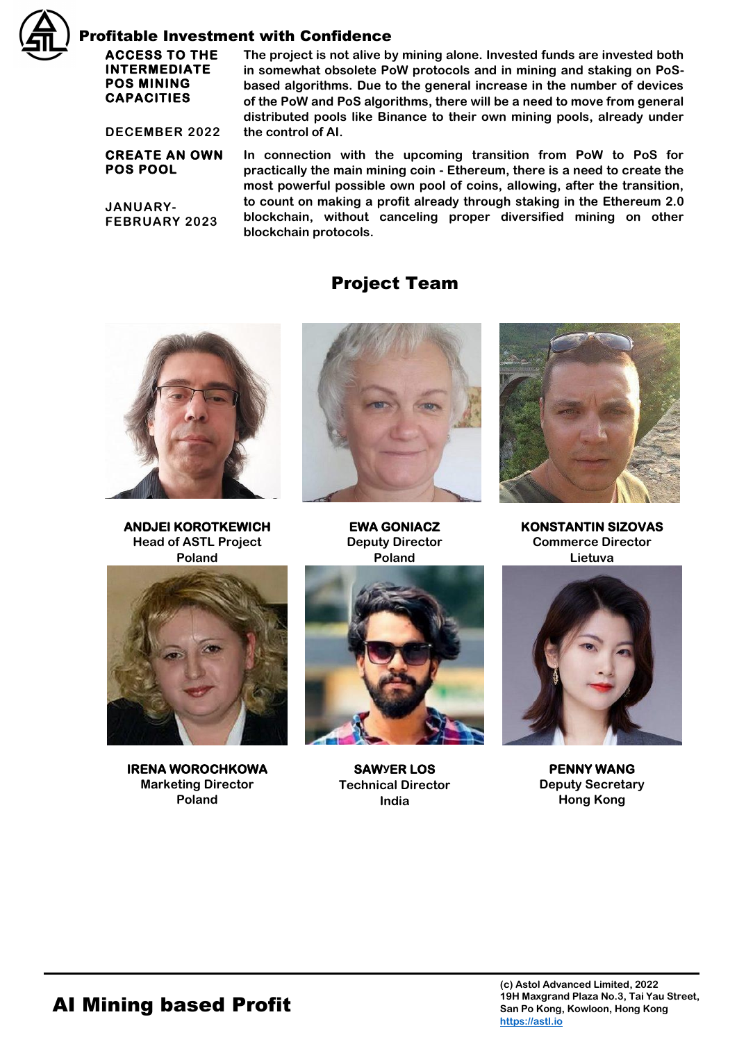## Profitable Investment with Confidence

| | |
|---|---|
| **ACCESS TO THE INTERMEDIATE POS MINING CAPACITIES**<br><br>**DECEMBER 2022** | **The project is not alive by mining alone. Invested funds are invested both in somewhat obsolete PoW protocols and in mining and staking on PoS-based algorithms. Due to the general increase in the number of devices of the PoW and PoS algorithms, there will be a need to move from general distributed pools like Binance to their own mining pools, already under the control of AI.** |
| **CREATE AN OWN POS POOL**<br><br>**JANUARY-FEBRUARY 2023** | **In connection with the upcoming transition from PoW to PoS for practically the main mining coin - Ethereum, there is a need to create the most powerful possible own pool of coins, allowing, after the transition, to count on making a profit already through staking in the Ethereum 2.0 blockchain, without canceling proper diversified mining on other blockchain protocols.** |

# Project Team

**ANDJEI KOROTKEWICH**
Head of ASTL Project
Poland

**EWA GONIACZ**
Deputy Director
Poland

**KONSTANTIN SIZOVAS**
Commerce Director
Lietuva

**IRENA WOROCHKOWA**
Marketing Director
Poland

**SAWУER LOS**
Technical Director
India

**PENNY WANG**
Deputy Secretary
Hong Kong

## AI Mining based Profit

(c) Astol Advanced Limited, 2022
19H Maxgrand Plaza No.3, Tai Yau Street,
San Po Kong, Kowloon, Hong Kong
https://astl.io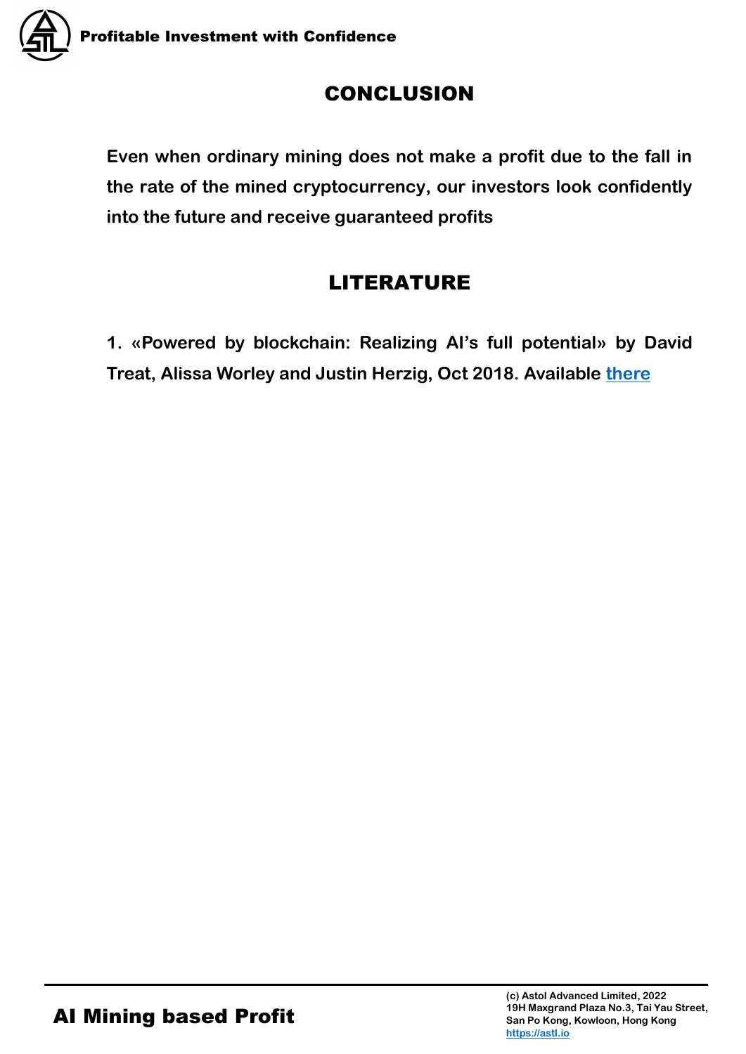## CONCLUSION

**Even when ordinary mining does not make a profit due to the fall in the rate of the mined cryptocurrency, our investors look confidently into the future and receive guaranteed profits**

## LITERATURE

**1. «Powered by blockchain: Realizing AI's full potential» by David Treat, Alissa Worley and Justin Herzig, Oct 2018. Available there**